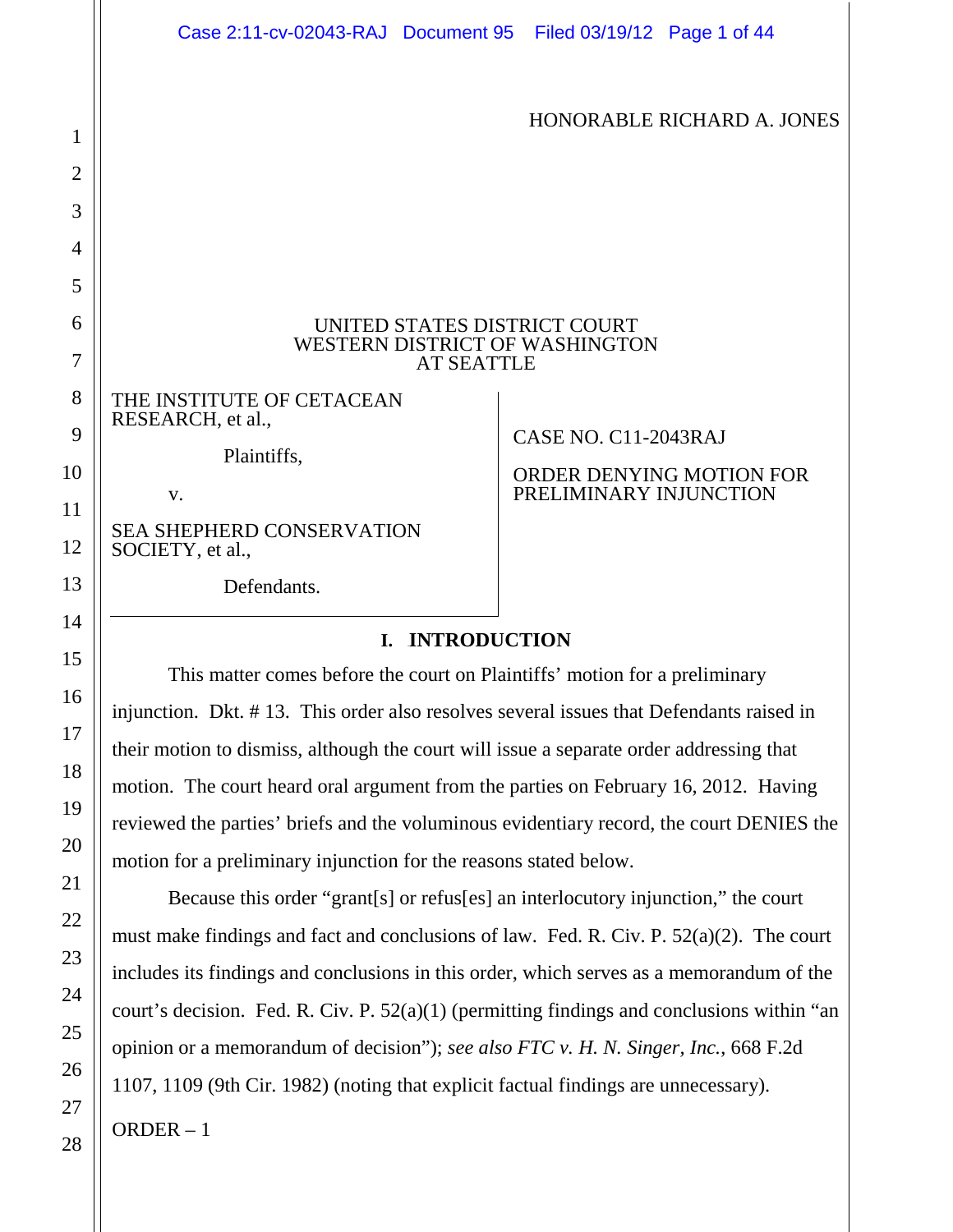HONORABLE RICHARD A. JONES

UNITED STATES DISTRICT COURT
WESTERN DISTRICT OF WASHINGTON
AT SEATTLE

THE INSTITUTE OF CETACEAN RESEARCH, et al.,

Plaintiffs,

v.

SEA SHEPHERD CONSERVATION SOCIETY, et al.,

Defendants.

CASE NO. C11-2043RAJ

ORDER DENYING MOTION FOR PRELIMINARY INJUNCTION

## I. INTRODUCTION

This matter comes before the court on Plaintiffs' motion for a preliminary injunction. Dkt. # 13. This order also resolves several issues that Defendants raised in their motion to dismiss, although the court will issue a separate order addressing that motion. The court heard oral argument from the parties on February 16, 2012. Having reviewed the parties' briefs and the voluminous evidentiary record, the court DENIES the motion for a preliminary injunction for the reasons stated below.

Because this order "grant[s] or refus[es] an interlocutory injunction," the court must make findings and fact and conclusions of law. Fed. R. Civ. P. 52(a)(2). The court includes its findings and conclusions in this order, which serves as a memorandum of the court's decision. Fed. R. Civ. P. 52(a)(1) (permitting findings and conclusions within "an opinion or a memorandum of decision"); *see also FTC v. H. N. Singer, Inc.*, 668 F.2d 1107, 1109 (9th Cir. 1982) (noting that explicit factual findings are unnecessary).

ORDER – 1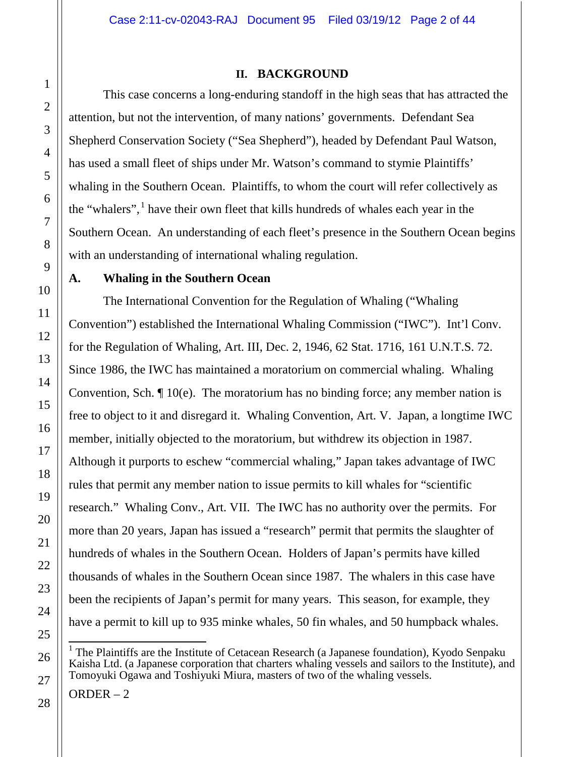## II. BACKGROUND

This case concerns a long-enduring standoff in the high seas that has attracted the attention, but not the intervention, of many nations' governments. Defendant Sea Shepherd Conservation Society ("Sea Shepherd"), headed by Defendant Paul Watson, has used a small fleet of ships under Mr. Watson's command to stymie Plaintiffs' whaling in the Southern Ocean. Plaintiffs, to whom the court will refer collectively as the "whalers",[1] have their own fleet that kills hundreds of whales each year in the Southern Ocean. An understanding of each fleet's presence in the Southern Ocean begins with an understanding of international whaling regulation.

### A. Whaling in the Southern Ocean

The International Convention for the Regulation of Whaling ("Whaling Convention") established the International Whaling Commission ("IWC"). Int'l Conv. for the Regulation of Whaling, Art. III, Dec. 2, 1946, 62 Stat. 1716, 161 U.N.T.S. 72. Since 1986, the IWC has maintained a moratorium on commercial whaling. Whaling Convention, Sch. ¶ 10(e). The moratorium has no binding force; any member nation is free to object to it and disregard it. Whaling Convention, Art. V. Japan, a longtime IWC member, initially objected to the moratorium, but withdrew its objection in 1987. Although it purports to eschew "commercial whaling," Japan takes advantage of IWC rules that permit any member nation to issue permits to kill whales for "scientific research." Whaling Conv., Art. VII. The IWC has no authority over the permits. For more than 20 years, Japan has issued a "research" permit that permits the slaughter of hundreds of whales in the Southern Ocean. Holders of Japan's permits have killed thousands of whales in the Southern Ocean since 1987. The whalers in this case have been the recipients of Japan's permit for many years. This season, for example, they have a permit to kill up to 935 minke whales, 50 fin whales, and 50 humpback whales.

[1] The Plaintiffs are the Institute of Cetacean Research (a Japanese foundation), Kyodo Senpaku Kaisha Ltd. (a Japanese corporation that charters whaling vessels and sailors to the Institute), and Tomoyuki Ogawa and Toshiyuki Miura, masters of two of the whaling vessels.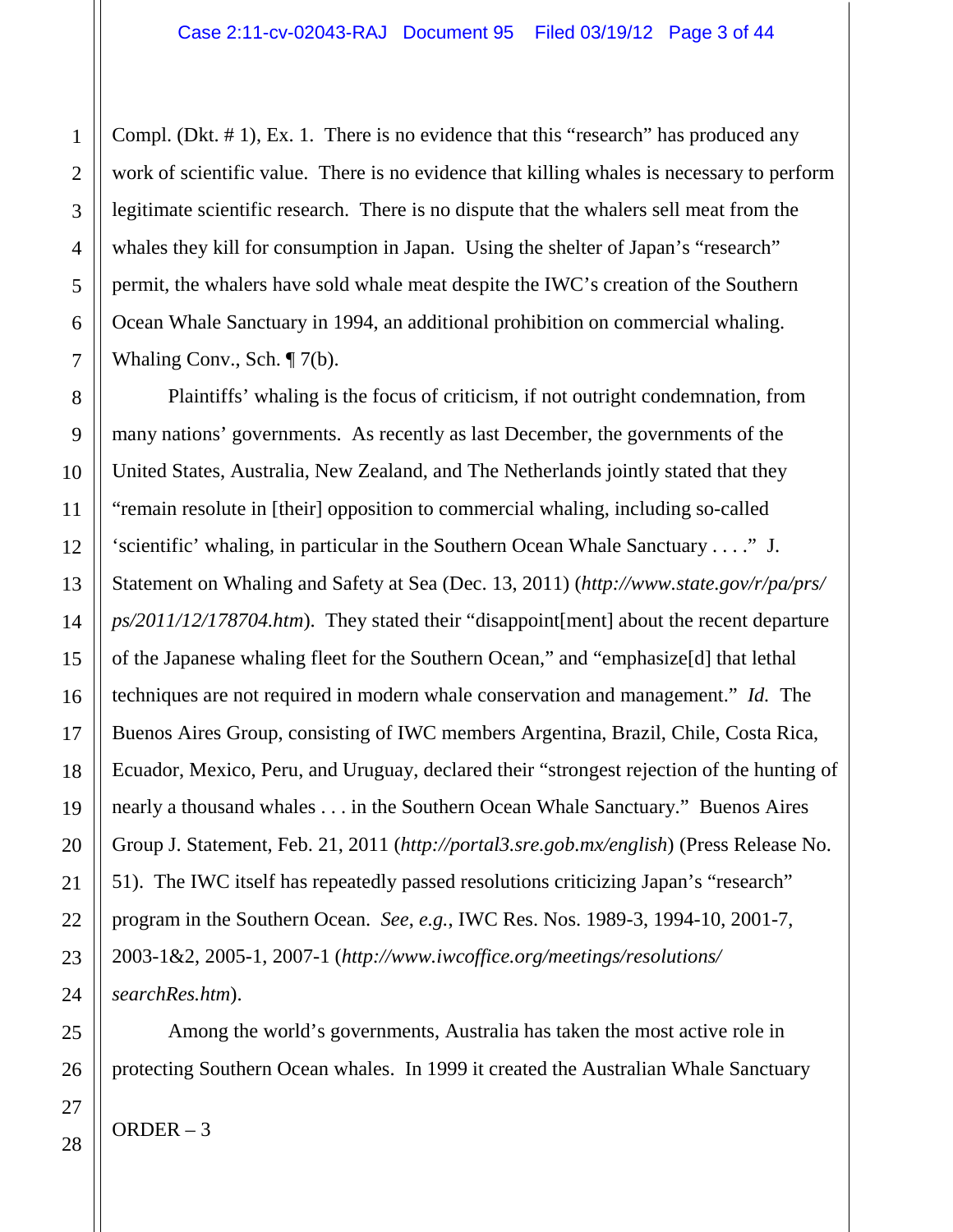Compl. (Dkt. # 1), Ex. 1. There is no evidence that this "research" has produced any work of scientific value. There is no evidence that killing whales is necessary to perform legitimate scientific research. There is no dispute that the whalers sell meat from the whales they kill for consumption in Japan. Using the shelter of Japan's "research" permit, the whalers have sold whale meat despite the IWC's creation of the Southern Ocean Whale Sanctuary in 1994, an additional prohibition on commercial whaling. Whaling Conv., Sch. ¶ 7(b).

Plaintiffs' whaling is the focus of criticism, if not outright condemnation, from many nations' governments. As recently as last December, the governments of the United States, Australia, New Zealand, and The Netherlands jointly stated that they "remain resolute in [their] opposition to commercial whaling, including so-called 'scientific' whaling, in particular in the Southern Ocean Whale Sanctuary . . . ." J. Statement on Whaling and Safety at Sea (Dec. 13, 2011) (*http://www.state.gov/r/pa/prs/ps/2011/12/178704.htm*). They stated their "disappoint[ment] about the recent departure of the Japanese whaling fleet for the Southern Ocean," and "emphasize[d] that lethal techniques are not required in modern whale conservation and management." *Id.* The Buenos Aires Group, consisting of IWC members Argentina, Brazil, Chile, Costa Rica, Ecuador, Mexico, Peru, and Uruguay, declared their "strongest rejection of the hunting of nearly a thousand whales . . . in the Southern Ocean Whale Sanctuary." Buenos Aires Group J. Statement, Feb. 21, 2011 (*http://portal3.sre.gob.mx/english*) (Press Release No. 51). The IWC itself has repeatedly passed resolutions criticizing Japan's "research" program in the Southern Ocean. *See*, *e.g.*, IWC Res. Nos. 1989-3, 1994-10, 2001-7, 2003-1&2, 2005-1, 2007-1 (*http://www.iwcoffice.org/meetings/resolutions/searchRes.htm*).

Among the world's governments, Australia has taken the most active role in protecting Southern Ocean whales. In 1999 it created the Australian Whale Sanctuary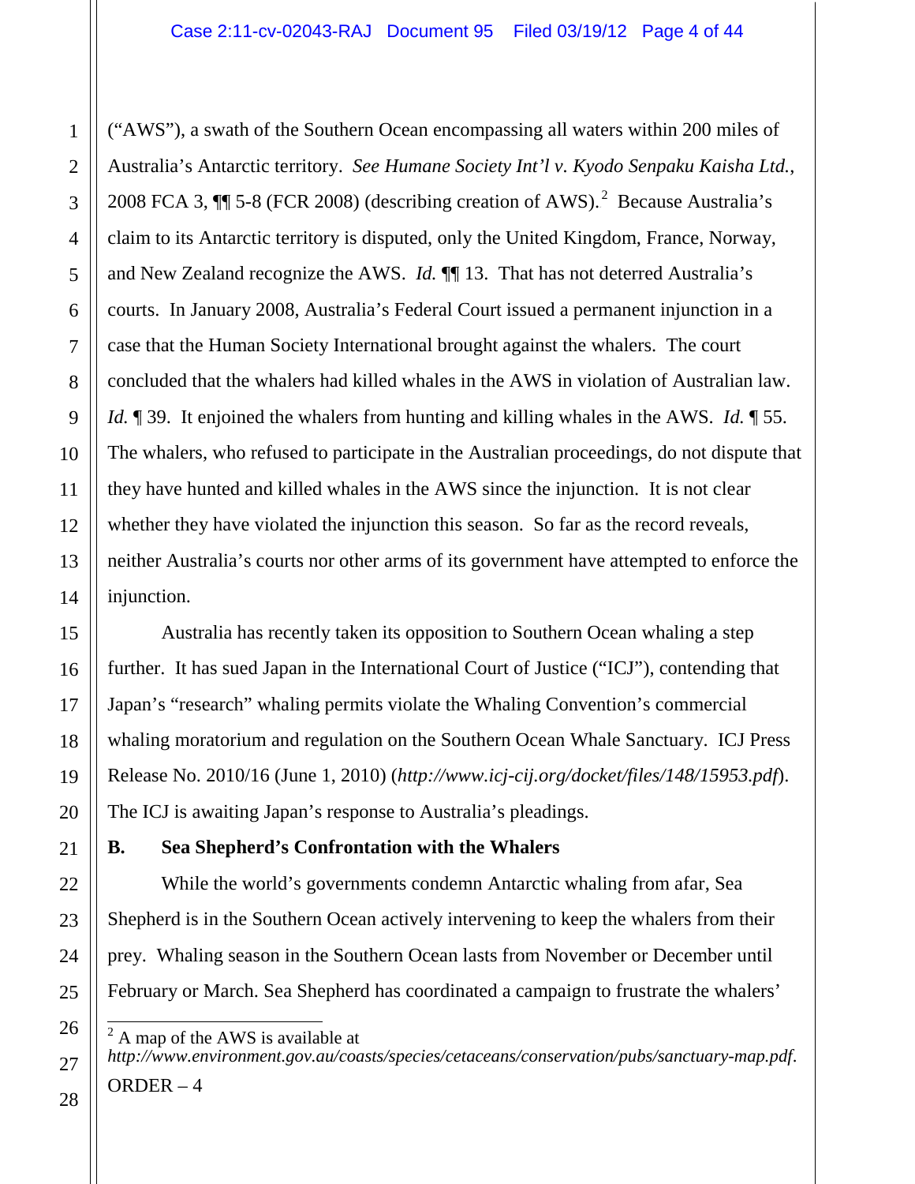("AWS"), a swath of the Southern Ocean encompassing all waters within 200 miles of Australia's Antarctic territory. *See Humane Society Int'l v. Kyodo Senpaku Kaisha Ltd.*, 2008 FCA 3, ¶¶ 5-8 (FCR 2008) (describing creation of AWS).[2] Because Australia's claim to its Antarctic territory is disputed, only the United Kingdom, France, Norway, and New Zealand recognize the AWS. *Id.* ¶¶ 13. That has not deterred Australia's courts. In January 2008, Australia's Federal Court issued a permanent injunction in a case that the Human Society International brought against the whalers. The court concluded that the whalers had killed whales in the AWS in violation of Australian law. *Id.* ¶ 39. It enjoined the whalers from hunting and killing whales in the AWS. *Id.* ¶ 55. The whalers, who refused to participate in the Australian proceedings, do not dispute that they have hunted and killed whales in the AWS since the injunction. It is not clear whether they have violated the injunction this season. So far as the record reveals, neither Australia's courts nor other arms of its government have attempted to enforce the injunction.

Australia has recently taken its opposition to Southern Ocean whaling a step further. It has sued Japan in the International Court of Justice ("ICJ"), contending that Japan's "research" whaling permits violate the Whaling Convention's commercial whaling moratorium and regulation on the Southern Ocean Whale Sanctuary. ICJ Press Release No. 2010/16 (June 1, 2010) (*http://www.icj-cij.org/docket/files/148/15953.pdf*). The ICJ is awaiting Japan's response to Australia's pleadings.

**B. Sea Shepherd's Confrontation with the Whalers**

While the world's governments condemn Antarctic whaling from afar, Sea Shepherd is in the Southern Ocean actively intervening to keep the whalers from their prey. Whaling season in the Southern Ocean lasts from November or December until February or March. Sea Shepherd has coordinated a campaign to frustrate the whalers'

[2] A map of the AWS is available at *http://www.environment.gov.au/coasts/species/cetaceans/conservation/pubs/sanctuary-map.pdf*.

ORDER – 4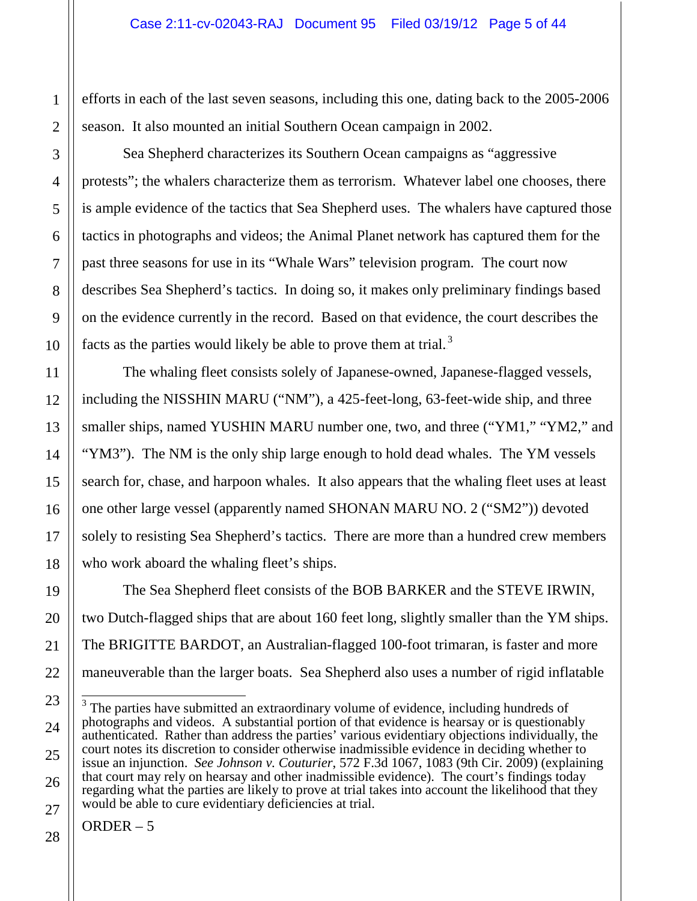efforts in each of the last seven seasons, including this one, dating back to the 2005-2006 season. It also mounted an initial Southern Ocean campaign in 2002.

Sea Shepherd characterizes its Southern Ocean campaigns as "aggressive protests"; the whalers characterize them as terrorism. Whatever label one chooses, there is ample evidence of the tactics that Sea Shepherd uses. The whalers have captured those tactics in photographs and videos; the Animal Planet network has captured them for the past three seasons for use in its "Whale Wars" television program. The court now describes Sea Shepherd's tactics. In doing so, it makes only preliminary findings based on the evidence currently in the record. Based on that evidence, the court describes the facts as the parties would likely be able to prove them at trial.[3]

The whaling fleet consists solely of Japanese-owned, Japanese-flagged vessels, including the NISSHIN MARU ("NM"), a 425-feet-long, 63-feet-wide ship, and three smaller ships, named YUSHIN MARU number one, two, and three ("YM1," "YM2," and "YM3"). The NM is the only ship large enough to hold dead whales. The YM vessels search for, chase, and harpoon whales. It also appears that the whaling fleet uses at least one other large vessel (apparently named SHONAN MARU NO. 2 ("SM2")) devoted solely to resisting Sea Shepherd's tactics. There are more than a hundred crew members who work aboard the whaling fleet's ships.

The Sea Shepherd fleet consists of the BOB BARKER and the STEVE IRWIN, two Dutch-flagged ships that are about 160 feet long, slightly smaller than the YM ships. The BRIGITTE BARDOT, an Australian-flagged 100-foot trimaran, is faster and more maneuverable than the larger boats. Sea Shepherd also uses a number of rigid inflatable

[3] The parties have submitted an extraordinary volume of evidence, including hundreds of photographs and videos. A substantial portion of that evidence is hearsay or is questionably authenticated. Rather than address the parties' various evidentiary objections individually, the court notes its discretion to consider otherwise inadmissible evidence in deciding whether to issue an injunction. *See Johnson v. Couturier*, 572 F.3d 1067, 1083 (9th Cir. 2009) (explaining that court may rely on hearsay and other inadmissible evidence). The court's findings today regarding what the parties are likely to prove at trial takes into account the likelihood that they would be able to cure evidentiary deficiencies at trial.

ORDER – 5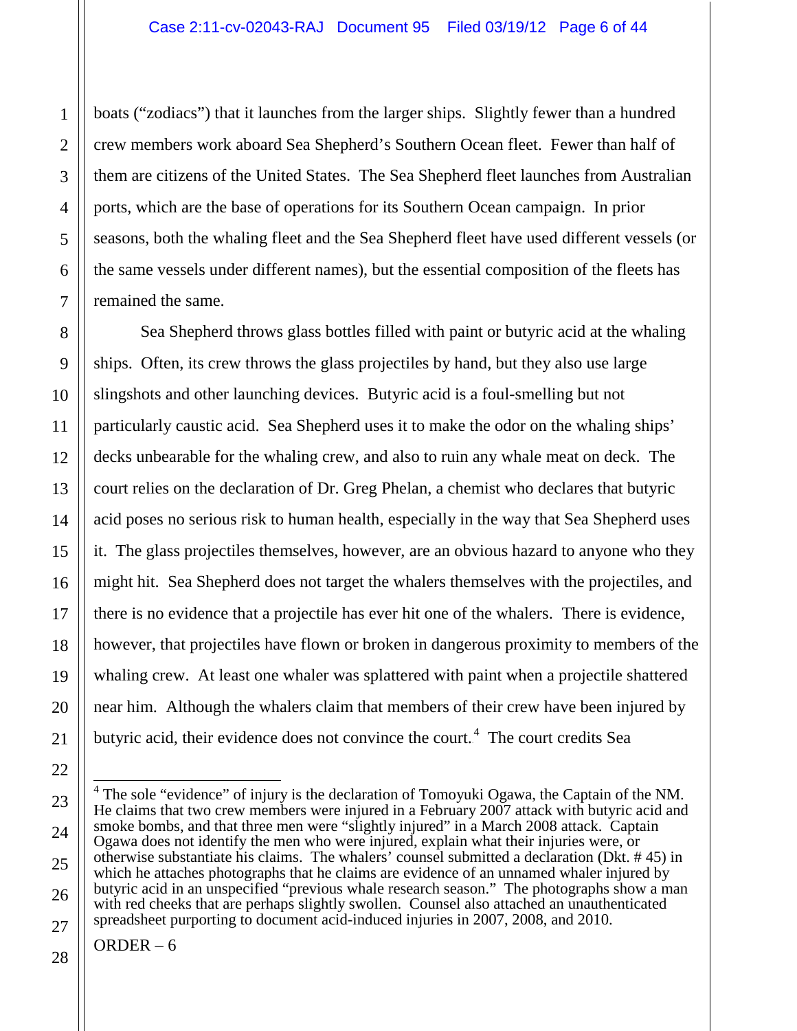boats ("zodiacs") that it launches from the larger ships. Slightly fewer than a hundred crew members work aboard Sea Shepherd's Southern Ocean fleet. Fewer than half of them are citizens of the United States. The Sea Shepherd fleet launches from Australian ports, which are the base of operations for its Southern Ocean campaign. In prior seasons, both the whaling fleet and the Sea Shepherd fleet have used different vessels (or the same vessels under different names), but the essential composition of the fleets has remained the same.

Sea Shepherd throws glass bottles filled with paint or butyric acid at the whaling ships. Often, its crew throws the glass projectiles by hand, but they also use large slingshots and other launching devices. Butyric acid is a foul-smelling but not particularly caustic acid. Sea Shepherd uses it to make the odor on the whaling ships' decks unbearable for the whaling crew, and also to ruin any whale meat on deck. The court relies on the declaration of Dr. Greg Phelan, a chemist who declares that butyric acid poses no serious risk to human health, especially in the way that Sea Shepherd uses it. The glass projectiles themselves, however, are an obvious hazard to anyone who they might hit. Sea Shepherd does not target the whalers themselves with the projectiles, and there is no evidence that a projectile has ever hit one of the whalers. There is evidence, however, that projectiles have flown or broken in dangerous proximity to members of the whaling crew. At least one whaler was splattered with paint when a projectile shattered near him. Although the whalers claim that members of their crew have been injured by butyric acid, their evidence does not convince the court.[4] The court credits Sea

---

[4] The sole "evidence" of injury is the declaration of Tomoyuki Ogawa, the Captain of the NM. He claims that two crew members were injured in a February 2007 attack with butyric acid and smoke bombs, and that three men were "slightly injured" in a March 2008 attack. Captain Ogawa does not identify the men who were injured, explain what their injuries were, or otherwise substantiate his claims. The whalers' counsel submitted a declaration (Dkt. # 45) in which he attaches photographs that he claims are evidence of an unnamed whaler injured by butyric acid in an unspecified "previous whale research season." The photographs show a man with red cheeks that are perhaps slightly swollen. Counsel also attached an unauthenticated spreadsheet purporting to document acid-induced injuries in 2007, 2008, and 2010.

ORDER – 6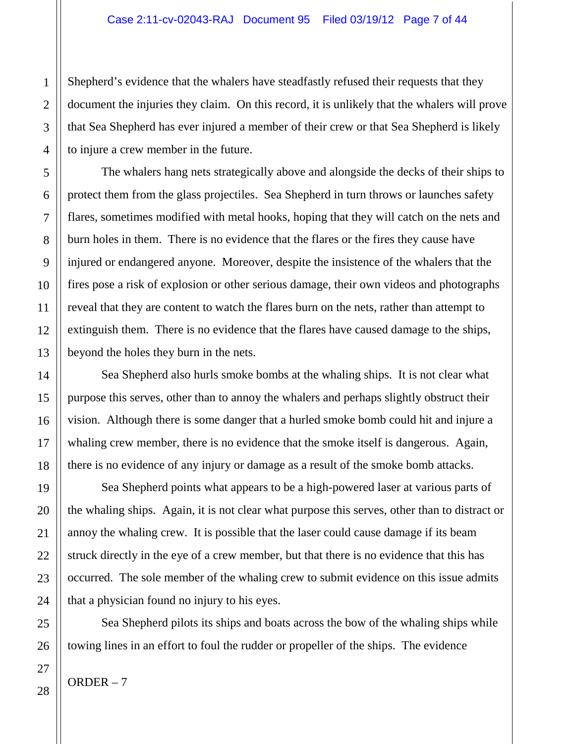Shepherd's evidence that the whalers have steadfastly refused their requests that they document the injuries they claim. On this record, it is unlikely that the whalers will prove that Sea Shepherd has ever injured a member of their crew or that Sea Shepherd is likely to injure a crew member in the future.

The whalers hang nets strategically above and alongside the decks of their ships to protect them from the glass projectiles. Sea Shepherd in turn throws or launches safety flares, sometimes modified with metal hooks, hoping that they will catch on the nets and burn holes in them. There is no evidence that the flares or the fires they cause have injured or endangered anyone. Moreover, despite the insistence of the whalers that the fires pose a risk of explosion or other serious damage, their own videos and photographs reveal that they are content to watch the flares burn on the nets, rather than attempt to extinguish them. There is no evidence that the flares have caused damage to the ships, beyond the holes they burn in the nets.

Sea Shepherd also hurls smoke bombs at the whaling ships. It is not clear what purpose this serves, other than to annoy the whalers and perhaps slightly obstruct their vision. Although there is some danger that a hurled smoke bomb could hit and injure a whaling crew member, there is no evidence that the smoke itself is dangerous. Again, there is no evidence of any injury or damage as a result of the smoke bomb attacks.

Sea Shepherd points what appears to be a high-powered laser at various parts of the whaling ships. Again, it is not clear what purpose this serves, other than to distract or annoy the whaling crew. It is possible that the laser could cause damage if its beam struck directly in the eye of a crew member, but that there is no evidence that this has occurred. The sole member of the whaling crew to submit evidence on this issue admits that a physician found no injury to his eyes.

Sea Shepherd pilots its ships and boats across the bow of the whaling ships while towing lines in an effort to foul the rudder or propeller of the ships. The evidence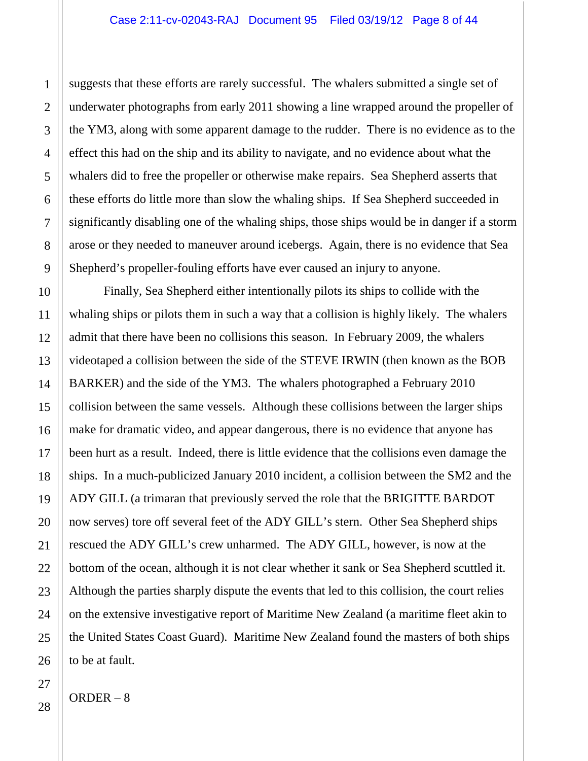suggests that these efforts are rarely successful. The whalers submitted a single set of underwater photographs from early 2011 showing a line wrapped around the propeller of the YM3, along with some apparent damage to the rudder. There is no evidence as to the effect this had on the ship and its ability to navigate, and no evidence about what the whalers did to free the propeller or otherwise make repairs. Sea Shepherd asserts that these efforts do little more than slow the whaling ships. If Sea Shepherd succeeded in significantly disabling one of the whaling ships, those ships would be in danger if a storm arose or they needed to maneuver around icebergs. Again, there is no evidence that Sea Shepherd's propeller-fouling efforts have ever caused an injury to anyone.

Finally, Sea Shepherd either intentionally pilots its ships to collide with the whaling ships or pilots them in such a way that a collision is highly likely. The whalers admit that there have been no collisions this season. In February 2009, the whalers videotaped a collision between the side of the STEVE IRWIN (then known as the BOB BARKER) and the side of the YM3. The whalers photographed a February 2010 collision between the same vessels. Although these collisions between the larger ships make for dramatic video, and appear dangerous, there is no evidence that anyone has been hurt as a result. Indeed, there is little evidence that the collisions even damage the ships. In a much-publicized January 2010 incident, a collision between the SM2 and the ADY GILL (a trimaran that previously served the role that the BRIGITTE BARDOT now serves) tore off several feet of the ADY GILL's stern. Other Sea Shepherd ships rescued the ADY GILL's crew unharmed. The ADY GILL, however, is now at the bottom of the ocean, although it is not clear whether it sank or Sea Shepherd scuttled it. Although the parties sharply dispute the events that led to this collision, the court relies on the extensive investigative report of Maritime New Zealand (a maritime fleet akin to the United States Coast Guard). Maritime New Zealand found the masters of both ships to be at fault.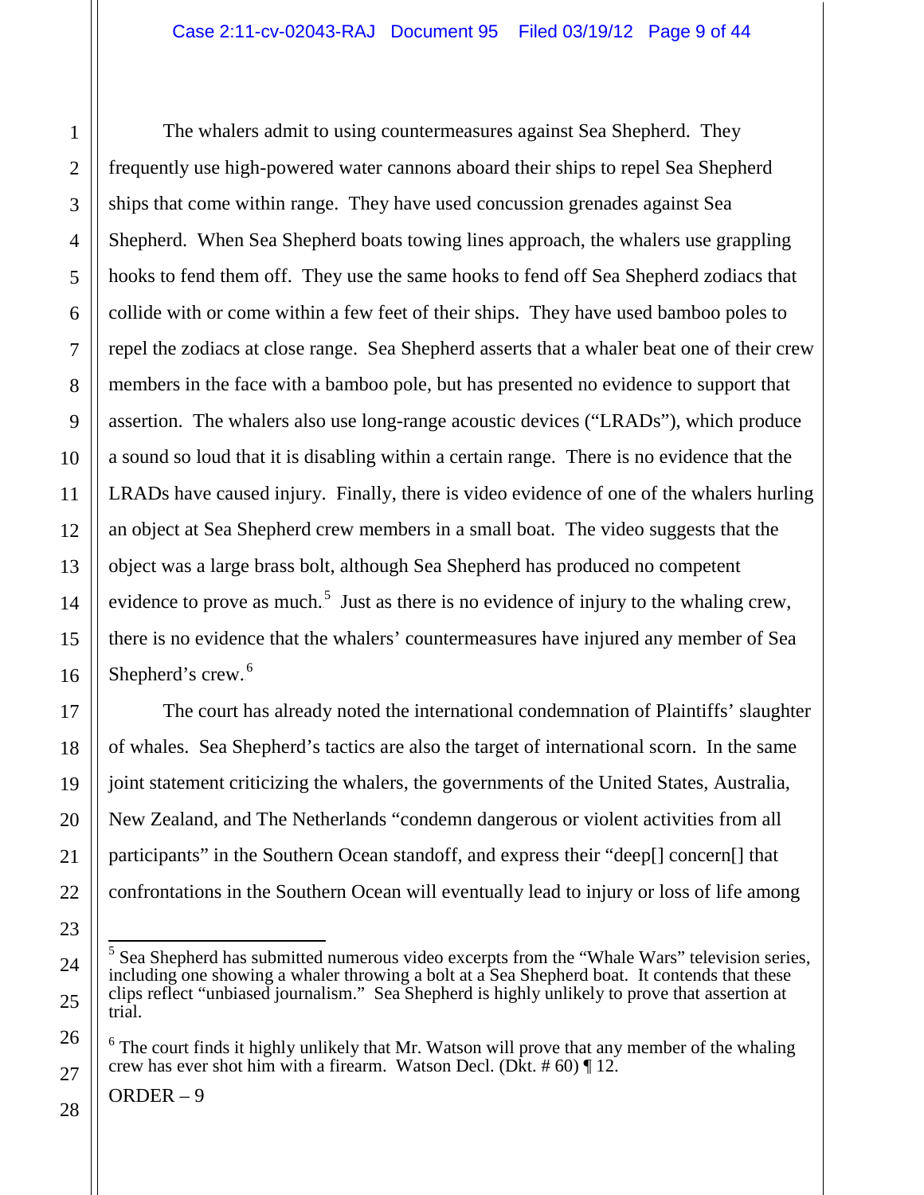The whalers admit to using countermeasures against Sea Shepherd. They frequently use high-powered water cannons aboard their ships to repel Sea Shepherd ships that come within range. They have used concussion grenades against Sea Shepherd. When Sea Shepherd boats towing lines approach, the whalers use grappling hooks to fend them off. They use the same hooks to fend off Sea Shepherd zodiacs that collide with or come within a few feet of their ships. They have used bamboo poles to repel the zodiacs at close range. Sea Shepherd asserts that a whaler beat one of their crew members in the face with a bamboo pole, but has presented no evidence to support that assertion. The whalers also use long-range acoustic devices ("LRADs"), which produce a sound so loud that it is disabling within a certain range. There is no evidence that the LRADs have caused injury. Finally, there is video evidence of one of the whalers hurling an object at Sea Shepherd crew members in a small boat. The video suggests that the object was a large brass bolt, although Sea Shepherd has produced no competent evidence to prove as much.[5] Just as there is no evidence of injury to the whaling crew, there is no evidence that the whalers' countermeasures have injured any member of Sea Shepherd's crew.[6]

The court has already noted the international condemnation of Plaintiffs' slaughter of whales. Sea Shepherd's tactics are also the target of international scorn. In the same joint statement criticizing the whalers, the governments of the United States, Australia, New Zealand, and The Netherlands "condemn dangerous or violent activities from all participants" in the Southern Ocean standoff, and express their "deep[] concern[] that confrontations in the Southern Ocean will eventually lead to injury or loss of life among

---

[5] Sea Shepherd has submitted numerous video excerpts from the "Whale Wars" television series, including one showing a whaler throwing a bolt at a Sea Shepherd boat. It contends that these clips reflect "unbiased journalism." Sea Shepherd is highly unlikely to prove that assertion at trial.

[6] The court finds it highly unlikely that Mr. Watson will prove that any member of the whaling crew has ever shot him with a firearm. Watson Decl. (Dkt. # 60) ¶ 12.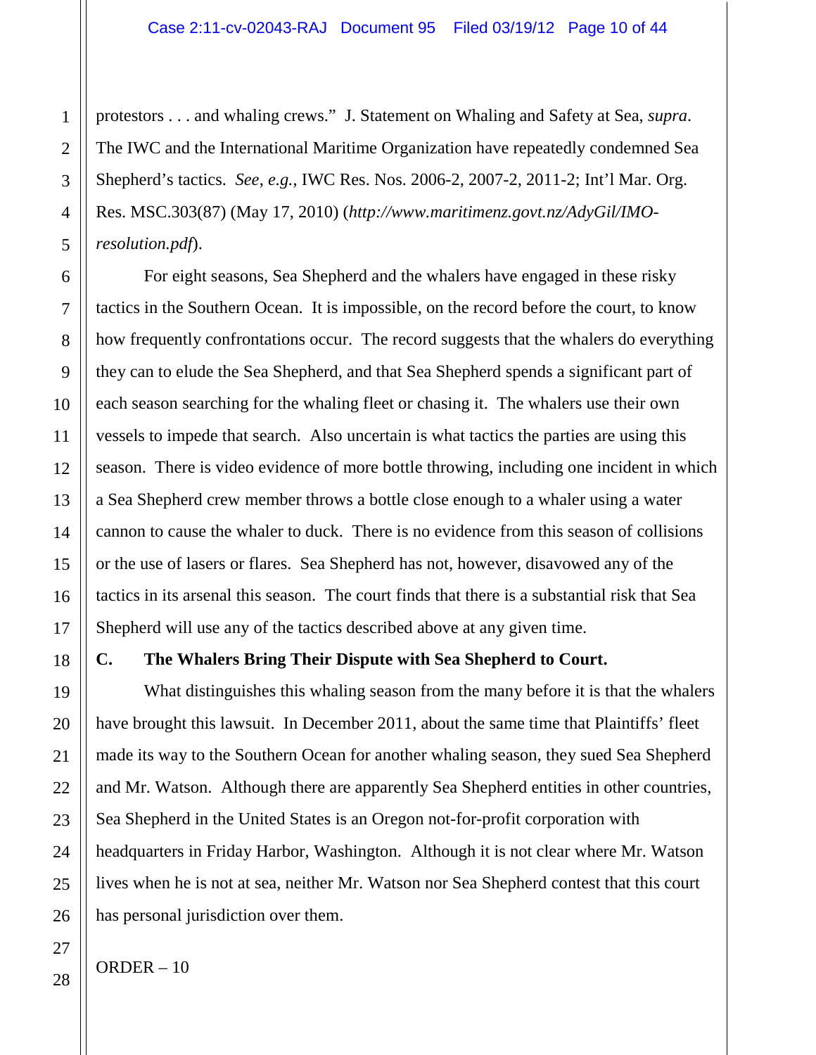protestors . . . and whaling crews." J. Statement on Whaling and Safety at Sea, *supra*. The IWC and the International Maritime Organization have repeatedly condemned Sea Shepherd's tactics. *See, e.g.*, IWC Res. Nos. 2006-2, 2007-2, 2011-2; Int'l Mar. Org. Res. MSC.303(87) (May 17, 2010) (*http://www.maritimenz.govt.nz/AdyGil/IMO-resolution.pdf*).

For eight seasons, Sea Shepherd and the whalers have engaged in these risky tactics in the Southern Ocean. It is impossible, on the record before the court, to know how frequently confrontations occur. The record suggests that the whalers do everything they can to elude the Sea Shepherd, and that Sea Shepherd spends a significant part of each season searching for the whaling fleet or chasing it. The whalers use their own vessels to impede that search. Also uncertain is what tactics the parties are using this season. There is video evidence of more bottle throwing, including one incident in which a Sea Shepherd crew member throws a bottle close enough to a whaler using a water cannon to cause the whaler to duck. There is no evidence from this season of collisions or the use of lasers or flares. Sea Shepherd has not, however, disavowed any of the tactics in its arsenal this season. The court finds that there is a substantial risk that Sea Shepherd will use any of the tactics described above at any given time.

### C. The Whalers Bring Their Dispute with Sea Shepherd to Court.

What distinguishes this whaling season from the many before it is that the whalers have brought this lawsuit. In December 2011, about the same time that Plaintiffs' fleet made its way to the Southern Ocean for another whaling season, they sued Sea Shepherd and Mr. Watson. Although there are apparently Sea Shepherd entities in other countries, Sea Shepherd in the United States is an Oregon not-for-profit corporation with headquarters in Friday Harbor, Washington. Although it is not clear where Mr. Watson lives when he is not at sea, neither Mr. Watson nor Sea Shepherd contest that this court has personal jurisdiction over them.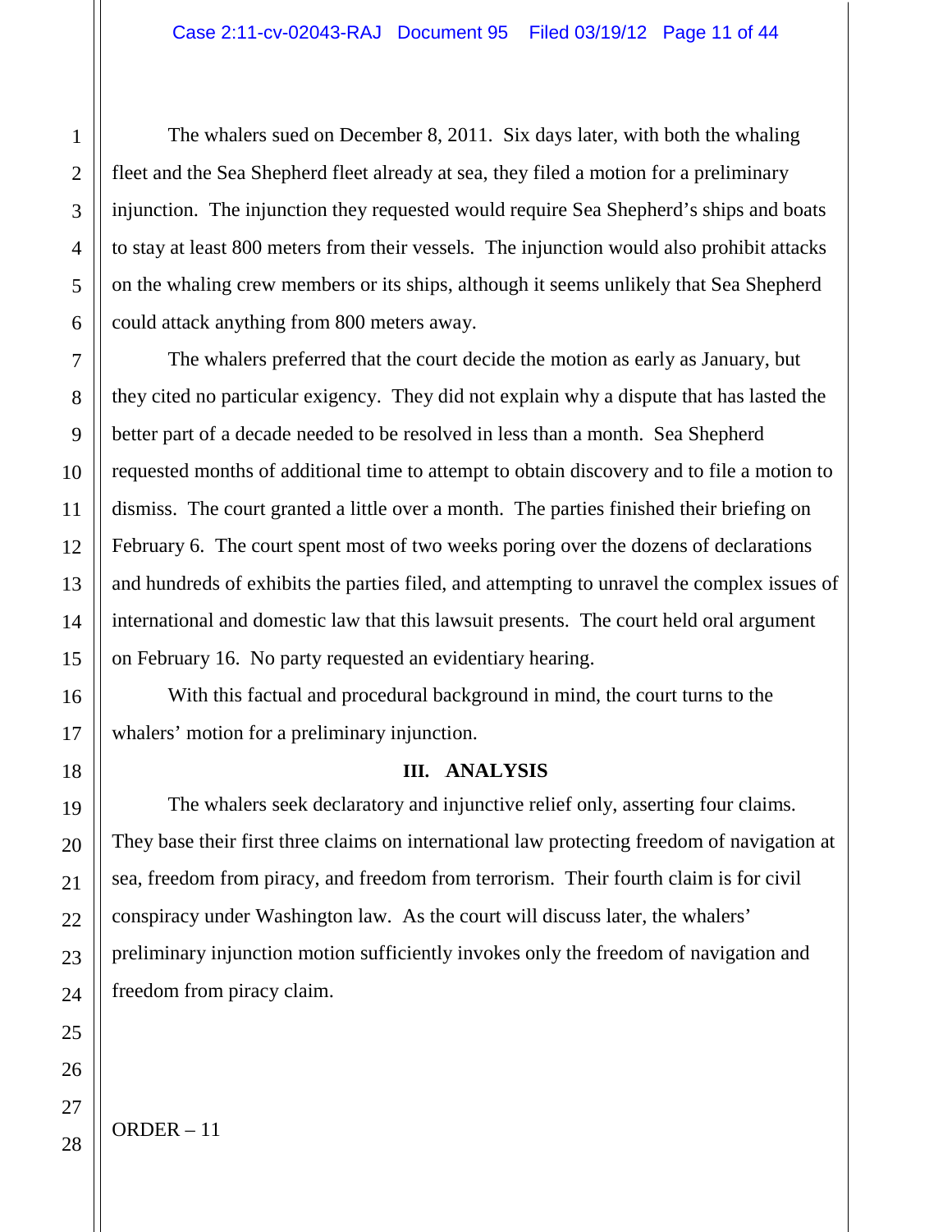The whalers sued on December 8, 2011. Six days later, with both the whaling fleet and the Sea Shepherd fleet already at sea, they filed a motion for a preliminary injunction. The injunction they requested would require Sea Shepherd's ships and boats to stay at least 800 meters from their vessels. The injunction would also prohibit attacks on the whaling crew members or its ships, although it seems unlikely that Sea Shepherd could attack anything from 800 meters away.

The whalers preferred that the court decide the motion as early as January, but they cited no particular exigency. They did not explain why a dispute that has lasted the better part of a decade needed to be resolved in less than a month. Sea Shepherd requested months of additional time to attempt to obtain discovery and to file a motion to dismiss. The court granted a little over a month. The parties finished their briefing on February 6. The court spent most of two weeks poring over the dozens of declarations and hundreds of exhibits the parties filed, and attempting to unravel the complex issues of international and domestic law that this lawsuit presents. The court held oral argument on February 16. No party requested an evidentiary hearing.

With this factual and procedural background in mind, the court turns to the whalers' motion for a preliminary injunction.

## III. ANALYSIS

The whalers seek declaratory and injunctive relief only, asserting four claims. They base their first three claims on international law protecting freedom of navigation at sea, freedom from piracy, and freedom from terrorism. Their fourth claim is for civil conspiracy under Washington law. As the court will discuss later, the whalers' preliminary injunction motion sufficiently invokes only the freedom of navigation and freedom from piracy claim.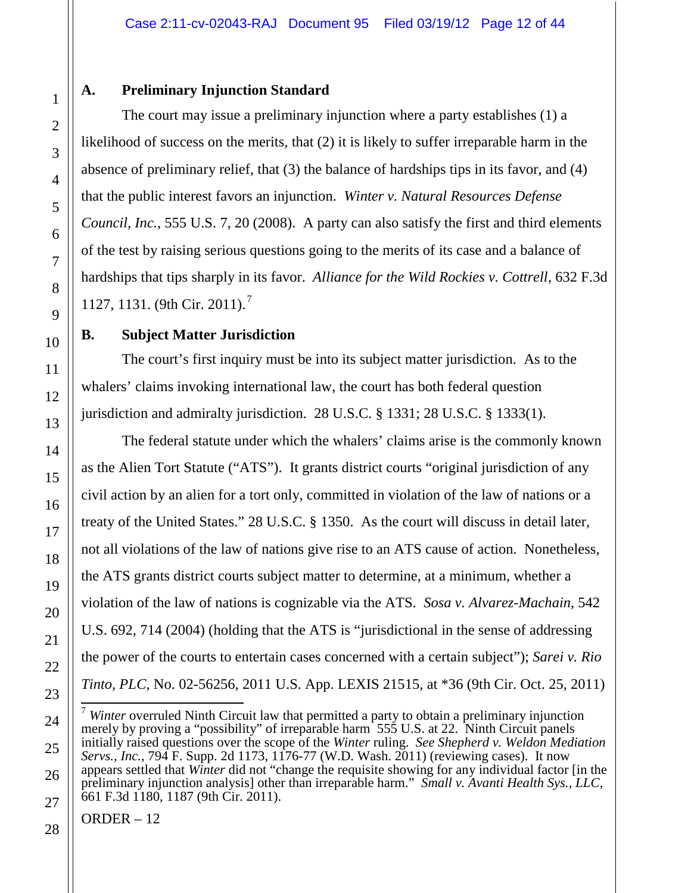### A. Preliminary Injunction Standard

The court may issue a preliminary injunction where a party establishes (1) a likelihood of success on the merits, that (2) it is likely to suffer irreparable harm in the absence of preliminary relief, that (3) the balance of hardships tips in its favor, and (4) that the public interest favors an injunction. *Winter v. Natural Resources Defense Council, Inc.*, 555 U.S. 7, 20 (2008). A party can also satisfy the first and third elements of the test by raising serious questions going to the merits of its case and a balance of hardships that tips sharply in its favor. *Alliance for the Wild Rockies v. Cottrell*, 632 F.3d 1127, 1131. (9th Cir. 2011).[7]

### B. Subject Matter Jurisdiction

The court's first inquiry must be into its subject matter jurisdiction. As to the whalers' claims invoking international law, the court has both federal question jurisdiction and admiralty jurisdiction. 28 U.S.C. § 1331; 28 U.S.C. § 1333(1).

The federal statute under which the whalers' claims arise is the commonly known as the Alien Tort Statute ("ATS"). It grants district courts "original jurisdiction of any civil action by an alien for a tort only, committed in violation of the law of nations or a treaty of the United States." 28 U.S.C. § 1350. As the court will discuss in detail later, not all violations of the law of nations give rise to an ATS cause of action. Nonetheless, the ATS grants district courts subject matter to determine, at a minimum, whether a violation of the law of nations is cognizable via the ATS. *Sosa v. Alvarez-Machain*, 542 U.S. 692, 714 (2004) (holding that the ATS is "jurisdictional in the sense of addressing the power of the courts to entertain cases concerned with a certain subject"); *Sarei v. Rio Tinto, PLC*, No. 02-56256, 2011 U.S. App. LEXIS 21515, at *36 (9th Cir. Oct. 25, 2011)

---

[7] *Winter* overruled Ninth Circuit law that permitted a party to obtain a preliminary injunction merely by proving a "possibility" of irreparable harm 555 U.S. at 22. Ninth Circuit panels initially raised questions over the scope of the *Winter* ruling. *See Shepherd v. Weldon Mediation Servs., Inc.*, 794 F. Supp. 2d 1173, 1176-77 (W.D. Wash. 2011) (reviewing cases). It now appears settled that *Winter* did not "change the requisite showing for any individual factor [in the preliminary injunction analysis] other than irreparable harm." *Small v. Avanti Health Sys., LLC*, 661 F.3d 1180, 1187 (9th Cir. 2011).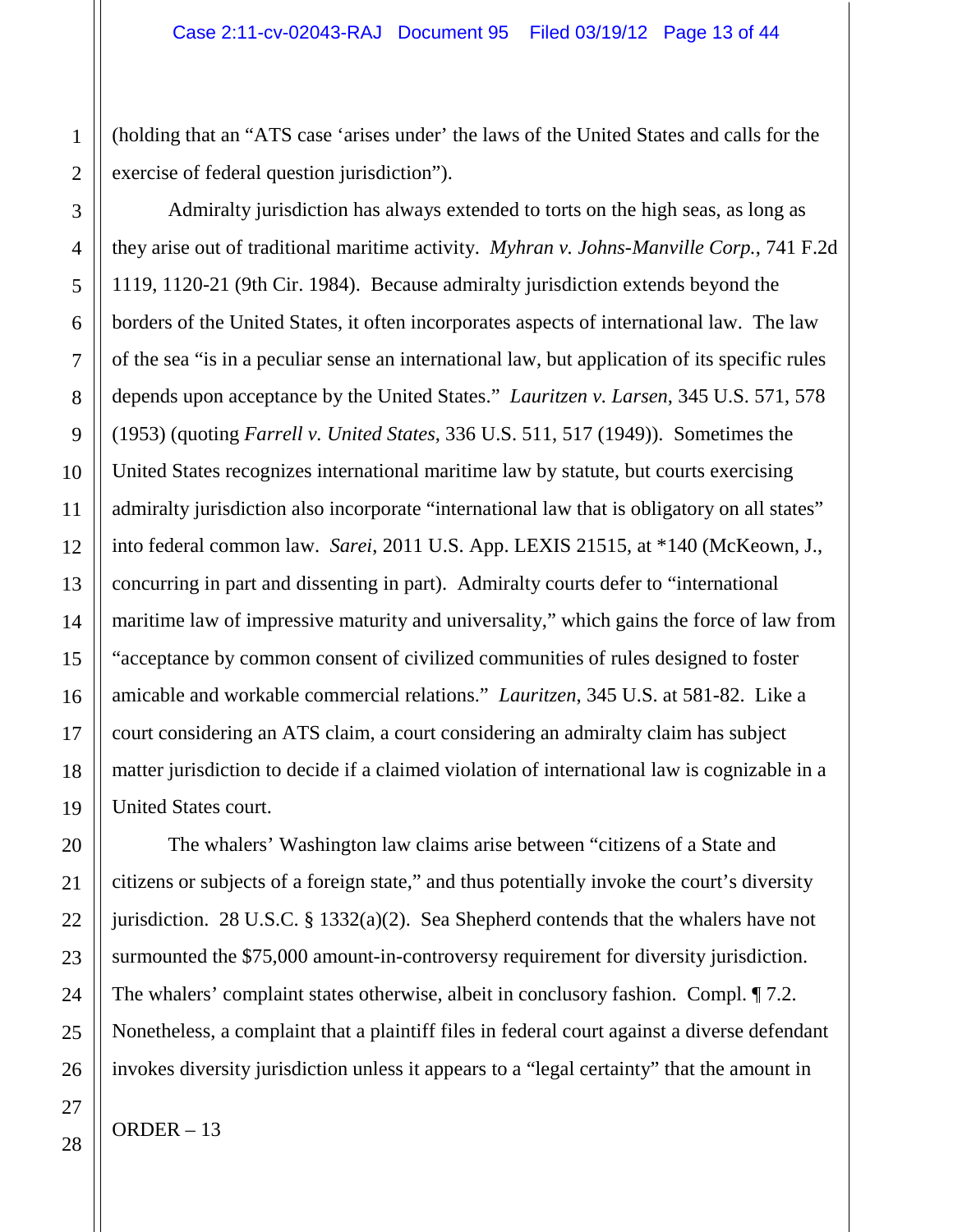(holding that an "ATS case 'arises under' the laws of the United States and calls for the exercise of federal question jurisdiction").

Admiralty jurisdiction has always extended to torts on the high seas, as long as they arise out of traditional maritime activity. *Myhran v. Johns-Manville Corp.*, 741 F.2d 1119, 1120-21 (9th Cir. 1984). Because admiralty jurisdiction extends beyond the borders of the United States, it often incorporates aspects of international law. The law of the sea "is in a peculiar sense an international law, but application of its specific rules depends upon acceptance by the United States." *Lauritzen v. Larsen*, 345 U.S. 571, 578 (1953) (quoting *Farrell v. United States*, 336 U.S. 511, 517 (1949)). Sometimes the United States recognizes international maritime law by statute, but courts exercising admiralty jurisdiction also incorporate "international law that is obligatory on all states" into federal common law. *Sarei*, 2011 U.S. App. LEXIS 21515, at *140 (McKeown, J., concurring in part and dissenting in part). Admiralty courts defer to "international maritime law of impressive maturity and universality," which gains the force of law from "acceptance by common consent of civilized communities of rules designed to foster amicable and workable commercial relations." *Lauritzen*, 345 U.S. at 581-82. Like a court considering an ATS claim, a court considering an admiralty claim has subject matter jurisdiction to decide if a claimed violation of international law is cognizable in a United States court.

The whalers' Washington law claims arise between "citizens of a State and citizens or subjects of a foreign state," and thus potentially invoke the court's diversity jurisdiction. 28 U.S.C. § 1332(a)(2). Sea Shepherd contends that the whalers have not surmounted the $75,000 amount-in-controversy requirement for diversity jurisdiction. The whalers' complaint states otherwise, albeit in conclusory fashion. Compl. ¶ 7.2. Nonetheless, a complaint that a plaintiff files in federal court against a diverse defendant invokes diversity jurisdiction unless it appears to a "legal certainty" that the amount in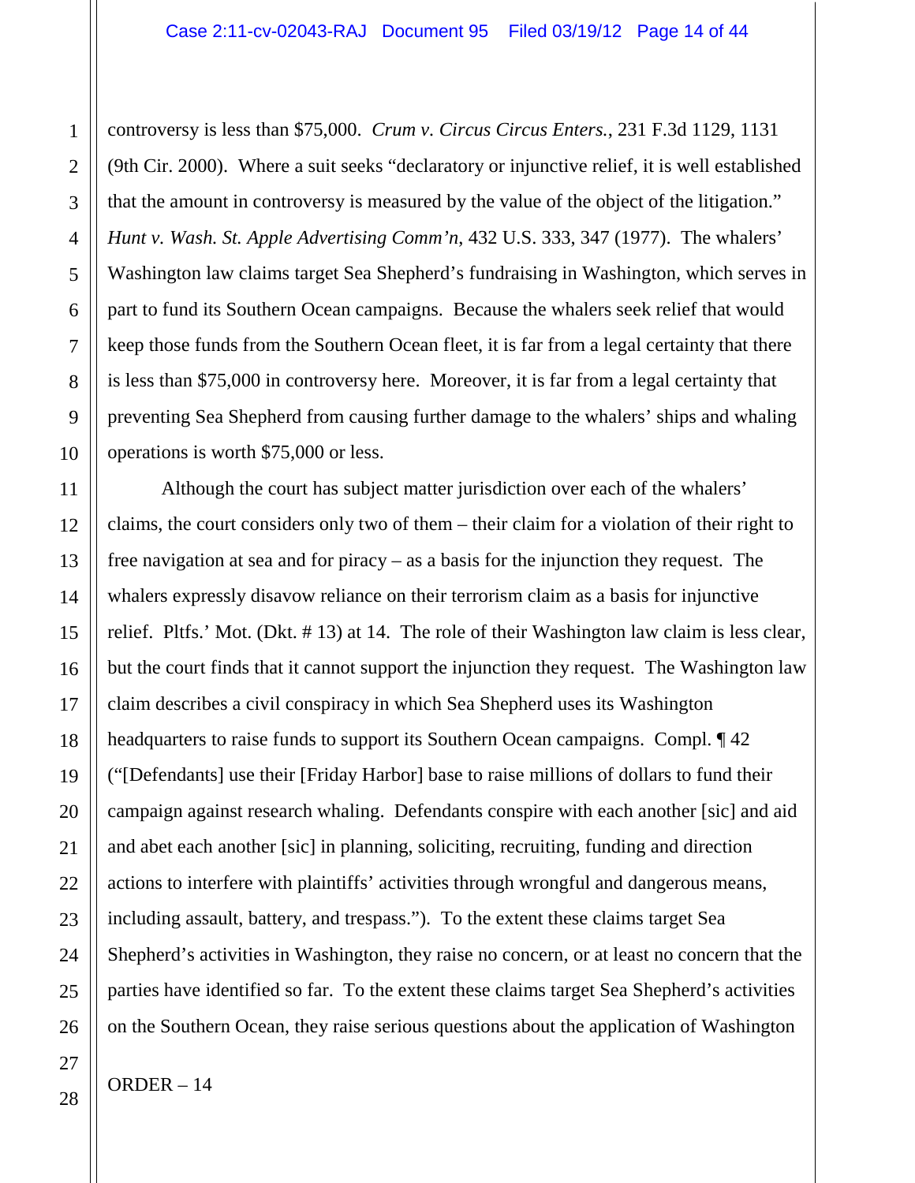controversy is less than $75,000. *Crum v. Circus Circus Enters.*, 231 F.3d 1129, 1131 (9th Cir. 2000). Where a suit seeks "declaratory or injunctive relief, it is well established that the amount in controversy is measured by the value of the object of the litigation." *Hunt v. Wash. St. Apple Advertising Comm'n*, 432 U.S. 333, 347 (1977). The whalers' Washington law claims target Sea Shepherd's fundraising in Washington, which serves in part to fund its Southern Ocean campaigns. Because the whalers seek relief that would keep those funds from the Southern Ocean fleet, it is far from a legal certainty that there is less than $75,000 in controversy here. Moreover, it is far from a legal certainty that preventing Sea Shepherd from causing further damage to the whalers' ships and whaling operations is worth $75,000 or less.

Although the court has subject matter jurisdiction over each of the whalers' claims, the court considers only two of them – their claim for a violation of their right to free navigation at sea and for piracy – as a basis for the injunction they request. The whalers expressly disavow reliance on their terrorism claim as a basis for injunctive relief. Pltfs.' Mot. (Dkt. # 13) at 14. The role of their Washington law claim is less clear, but the court finds that it cannot support the injunction they request. The Washington law claim describes a civil conspiracy in which Sea Shepherd uses its Washington headquarters to raise funds to support its Southern Ocean campaigns. Compl. ¶ 42 ("[Defendants] use their [Friday Harbor] base to raise millions of dollars to fund their campaign against research whaling. Defendants conspire with each another [sic] and aid and abet each another [sic] in planning, soliciting, recruiting, funding and direction actions to interfere with plaintiffs' activities through wrongful and dangerous means, including assault, battery, and trespass."). To the extent these claims target Sea Shepherd's activities in Washington, they raise no concern, or at least no concern that the parties have identified so far. To the extent these claims target Sea Shepherd's activities on the Southern Ocean, they raise serious questions about the application of Washington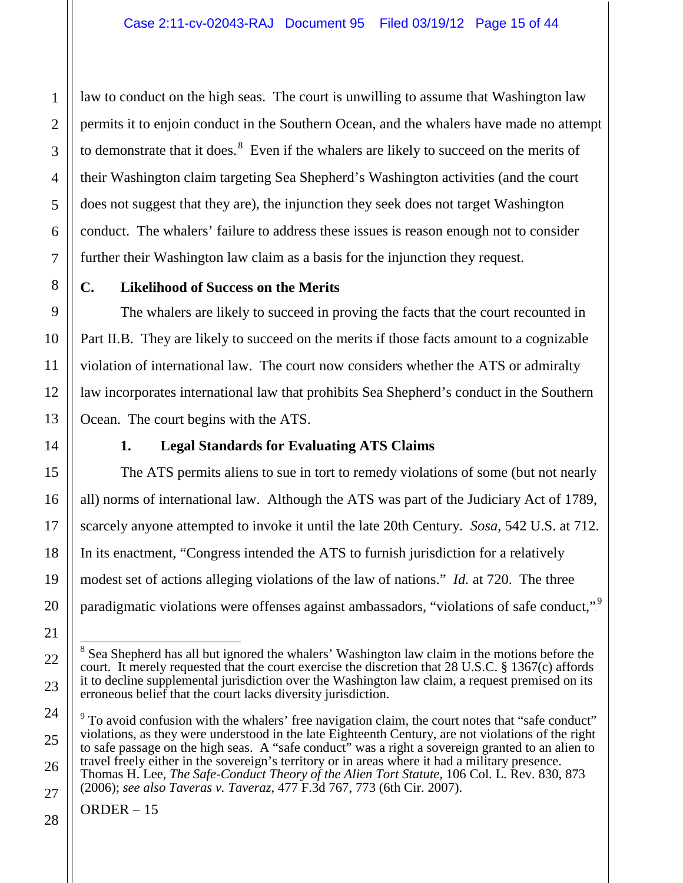law to conduct on the high seas. The court is unwilling to assume that Washington law permits it to enjoin conduct in the Southern Ocean, and the whalers have made no attempt to demonstrate that it does.[8] Even if the whalers are likely to succeed on the merits of their Washington claim targeting Sea Shepherd's Washington activities (and the court does not suggest that they are), the injunction they seek does not target Washington conduct. The whalers' failure to address these issues is reason enough not to consider further their Washington law claim as a basis for the injunction they request.

### C. Likelihood of Success on the Merits

The whalers are likely to succeed in proving the facts that the court recounted in Part II.B. They are likely to succeed on the merits if those facts amount to a cognizable violation of international law. The court now considers whether the ATS or admiralty law incorporates international law that prohibits Sea Shepherd's conduct in the Southern Ocean. The court begins with the ATS.

#### 1. Legal Standards for Evaluating ATS Claims

The ATS permits aliens to sue in tort to remedy violations of some (but not nearly all) norms of international law. Although the ATS was part of the Judiciary Act of 1789, scarcely anyone attempted to invoke it until the late 20th Century. *Sosa*, 542 U.S. at 712. In its enactment, "Congress intended the ATS to furnish jurisdiction for a relatively modest set of actions alleging violations of the law of nations." *Id.* at 720. The three paradigmatic violations were offenses against ambassadors, "violations of safe conduct,"[9]

---

[8] Sea Shepherd has all but ignored the whalers' Washington law claim in the motions before the court. It merely requested that the court exercise the discretion that 28 U.S.C. § 1367(c) affords it to decline supplemental jurisdiction over the Washington law claim, a request premised on its erroneous belief that the court lacks diversity jurisdiction.

[9] To avoid confusion with the whalers' free navigation claim, the court notes that "safe conduct" violations, as they were understood in the late Eighteenth Century, are not violations of the right to safe passage on the high seas. A "safe conduct" was a right a sovereign granted to an alien to travel freely either in the sovereign's territory or in areas where it had a military presence. Thomas H. Lee, *The Safe-Conduct Theory of the Alien Tort Statute*, 106 Col. L. Rev. 830, 873 (2006); *see also Taveras v. Taveraz*, 477 F.3d 767, 773 (6th Cir. 2007).

ORDER – 15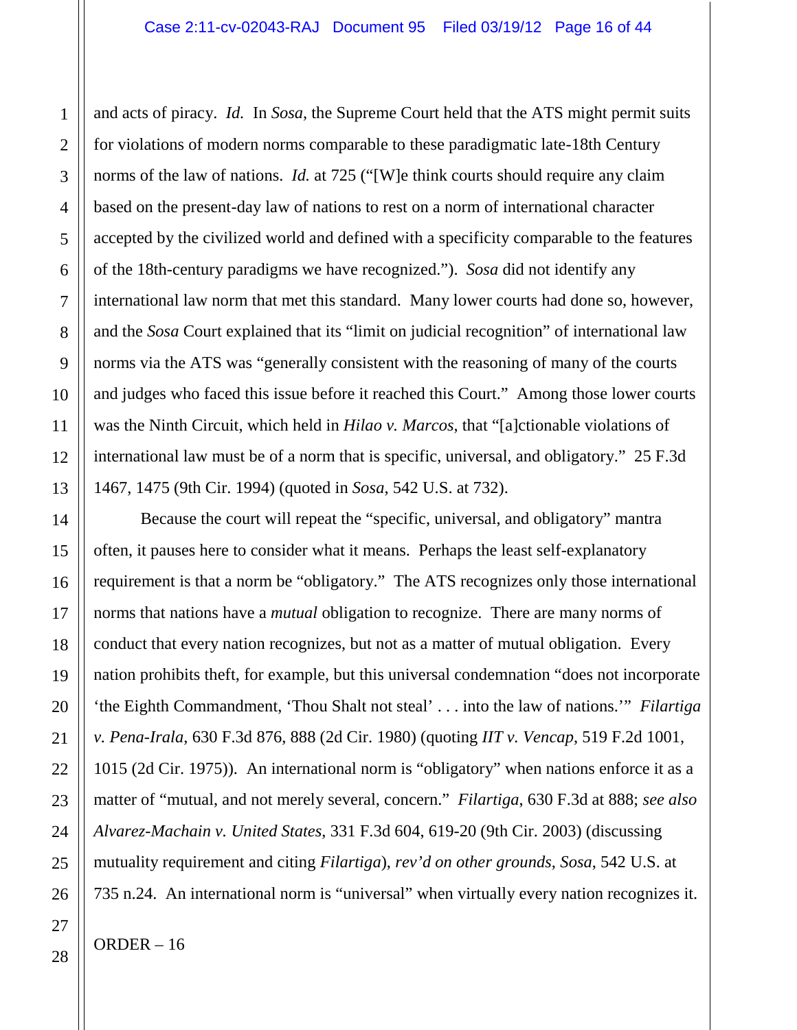and acts of piracy. *Id.* In *Sosa*, the Supreme Court held that the ATS might permit suits for violations of modern norms comparable to these paradigmatic late-18th Century norms of the law of nations. *Id.* at 725 ("[W]e think courts should require any claim based on the present-day law of nations to rest on a norm of international character accepted by the civilized world and defined with a specificity comparable to the features of the 18th-century paradigms we have recognized."). *Sosa* did not identify any international law norm that met this standard. Many lower courts had done so, however, and the *Sosa* Court explained that its "limit on judicial recognition" of international law norms via the ATS was "generally consistent with the reasoning of many of the courts and judges who faced this issue before it reached this Court." Among those lower courts was the Ninth Circuit, which held in *Hilao v. Marcos*, that "[a]ctionable violations of international law must be of a norm that is specific, universal, and obligatory." 25 F.3d 1467, 1475 (9th Cir. 1994) (quoted in *Sosa*, 542 U.S. at 732).

Because the court will repeat the "specific, universal, and obligatory" mantra often, it pauses here to consider what it means. Perhaps the least self-explanatory requirement is that a norm be "obligatory." The ATS recognizes only those international norms that nations have a *mutual* obligation to recognize. There are many norms of conduct that every nation recognizes, but not as a matter of mutual obligation. Every nation prohibits theft, for example, but this universal condemnation "does not incorporate 'the Eighth Commandment, 'Thou Shalt not steal' . . . into the law of nations.'" *Filartiga v. Pena-Irala*, 630 F.3d 876, 888 (2d Cir. 1980) (quoting *IIT v. Vencap*, 519 F.2d 1001, 1015 (2d Cir. 1975)). An international norm is "obligatory" when nations enforce it as a matter of "mutual, and not merely several, concern." *Filartiga*, 630 F.3d at 888; *see also Alvarez-Machain v. United States*, 331 F.3d 604, 619-20 (9th Cir. 2003) (discussing mutuality requirement and citing *Filartiga*), *rev'd on other grounds*, *Sosa*, 542 U.S. at 735 n.24. An international norm is "universal" when virtually every nation recognizes it.

ORDER – 16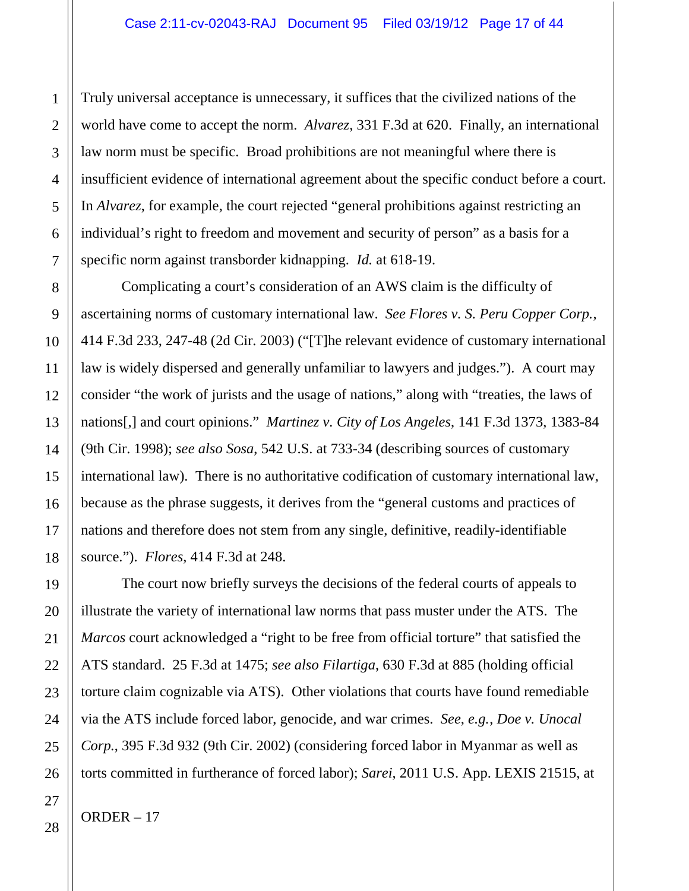Truly universal acceptance is unnecessary, it suffices that the civilized nations of the world have come to accept the norm. *Alvarez*, 331 F.3d at 620. Finally, an international law norm must be specific. Broad prohibitions are not meaningful where there is insufficient evidence of international agreement about the specific conduct before a court. In *Alvarez*, for example, the court rejected "general prohibitions against restricting an individual's right to freedom and movement and security of person" as a basis for a specific norm against transborder kidnapping. *Id.* at 618-19.

Complicating a court's consideration of an AWS claim is the difficulty of ascertaining norms of customary international law. *See Flores v. S. Peru Copper Corp.*, 414 F.3d 233, 247-48 (2d Cir. 2003) ("[T]he relevant evidence of customary international law is widely dispersed and generally unfamiliar to lawyers and judges."). A court may consider "the work of jurists and the usage of nations," along with "treaties, the laws of nations[,] and court opinions." *Martinez v. City of Los Angeles*, 141 F.3d 1373, 1383-84 (9th Cir. 1998); *see also Sosa*, 542 U.S. at 733-34 (describing sources of customary international law). There is no authoritative codification of customary international law, because as the phrase suggests, it derives from the "general customs and practices of nations and therefore does not stem from any single, definitive, readily-identifiable source."). *Flores*, 414 F.3d at 248.

The court now briefly surveys the decisions of the federal courts of appeals to illustrate the variety of international law norms that pass muster under the ATS. The *Marcos* court acknowledged a "right to be free from official torture" that satisfied the ATS standard. 25 F.3d at 1475; *see also Filartiga*, 630 F.3d at 885 (holding official torture claim cognizable via ATS). Other violations that courts have found remediable via the ATS include forced labor, genocide, and war crimes. *See, e.g.*, *Doe v. Unocal Corp.*, 395 F.3d 932 (9th Cir. 2002) (considering forced labor in Myanmar as well as torts committed in furtherance of forced labor); *Sarei*, 2011 U.S. App. LEXIS 21515, at

ORDER – 17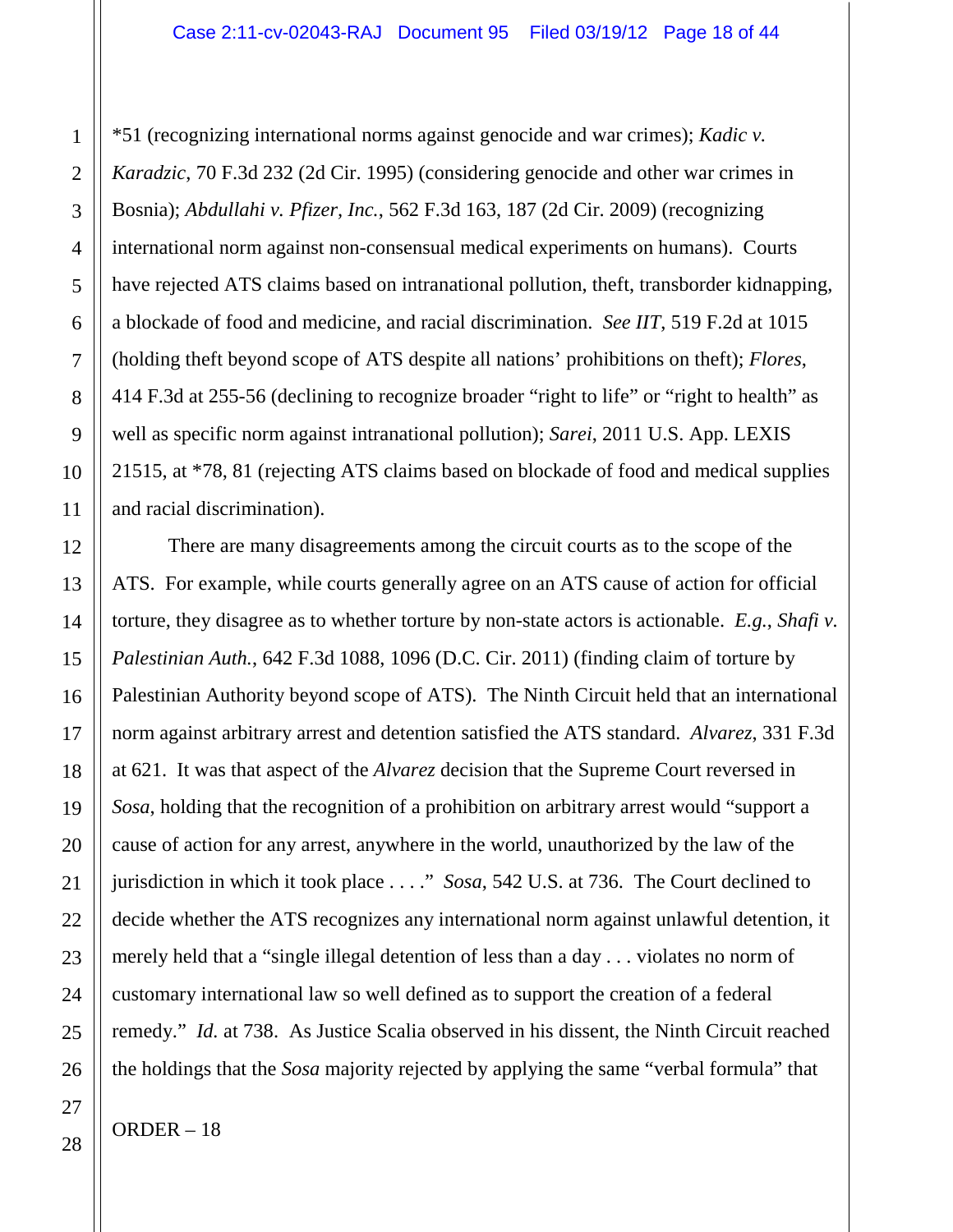*51 (recognizing international norms against genocide and war crimes); *Kadic v. Karadzic*, 70 F.3d 232 (2d Cir. 1995) (considering genocide and other war crimes in Bosnia); *Abdullahi v. Pfizer, Inc.*, 562 F.3d 163, 187 (2d Cir. 2009) (recognizing international norm against non-consensual medical experiments on humans). Courts have rejected ATS claims based on intranational pollution, theft, transborder kidnapping, a blockade of food and medicine, and racial discrimination. *See IIT*, 519 F.2d at 1015 (holding theft beyond scope of ATS despite all nations' prohibitions on theft); *Flores*, 414 F.3d at 255-56 (declining to recognize broader "right to life" or "right to health" as well as specific norm against intranational pollution); *Sarei*, 2011 U.S. App. LEXIS 21515, at *78, 81 (rejecting ATS claims based on blockade of food and medical supplies and racial discrimination).

There are many disagreements among the circuit courts as to the scope of the ATS. For example, while courts generally agree on an ATS cause of action for official torture, they disagree as to whether torture by non-state actors is actionable. *E.g.*, *Shafi v. Palestinian Auth.*, 642 F.3d 1088, 1096 (D.C. Cir. 2011) (finding claim of torture by Palestinian Authority beyond scope of ATS). The Ninth Circuit held that an international norm against arbitrary arrest and detention satisfied the ATS standard. *Alvarez*, 331 F.3d at 621. It was that aspect of the *Alvarez* decision that the Supreme Court reversed in *Sosa*, holding that the recognition of a prohibition on arbitrary arrest would "support a cause of action for any arrest, anywhere in the world, unauthorized by the law of the jurisdiction in which it took place . . . ." *Sosa*, 542 U.S. at 736. The Court declined to decide whether the ATS recognizes any international norm against unlawful detention, it merely held that a "single illegal detention of less than a day . . . violates no norm of customary international law so well defined as to support the creation of a federal remedy." *Id.* at 738. As Justice Scalia observed in his dissent, the Ninth Circuit reached the holdings that the *Sosa* majority rejected by applying the same "verbal formula" that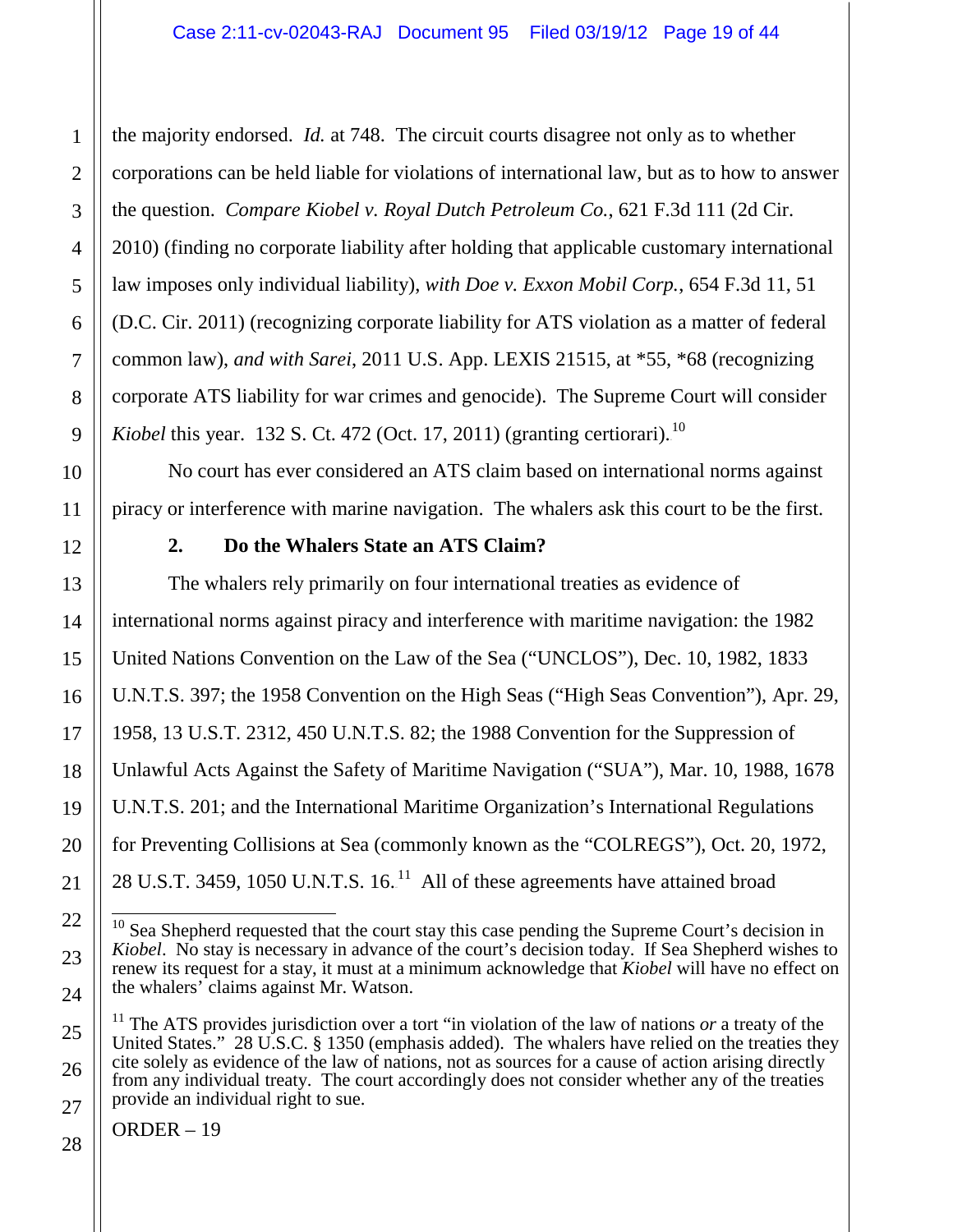the majority endorsed. *Id.* at 748. The circuit courts disagree not only as to whether corporations can be held liable for violations of international law, but as to how to answer the question. *Compare Kiobel v. Royal Dutch Petroleum Co.*, 621 F.3d 111 (2d Cir. 2010) (finding no corporate liability after holding that applicable customary international law imposes only individual liability), *with Doe v. Exxon Mobil Corp.*, 654 F.3d 11, 51 (D.C. Cir. 2011) (recognizing corporate liability for ATS violation as a matter of federal common law), *and with Sarei*, 2011 U.S. App. LEXIS 21515, at *55, *68 (recognizing corporate ATS liability for war crimes and genocide). The Supreme Court will consider *Kiobel* this year. 132 S. Ct. 472 (Oct. 17, 2011) (granting certiorari).[10]

No court has ever considered an ATS claim based on international norms against piracy or interference with marine navigation. The whalers ask this court to be the first.

**2. Do the Whalers State an ATS Claim?**

The whalers rely primarily on four international treaties as evidence of international norms against piracy and interference with maritime navigation: the 1982 United Nations Convention on the Law of the Sea ("UNCLOS"), Dec. 10, 1982, 1833 U.N.T.S. 397; the 1958 Convention on the High Seas ("High Seas Convention"), Apr. 29, 1958, 13 U.S.T. 2312, 450 U.N.T.S. 82; the 1988 Convention for the Suppression of Unlawful Acts Against the Safety of Maritime Navigation ("SUA"), Mar. 10, 1988, 1678 U.N.T.S. 201; and the International Maritime Organization's International Regulations for Preventing Collisions at Sea (commonly known as the "COLREGS"), Oct. 20, 1972, 28 U.S.T. 3459, 1050 U.N.T.S. 16.[11] All of these agreements have attained broad

---

[10] Sea Shepherd requested that the court stay this case pending the Supreme Court's decision in *Kiobel*. No stay is necessary in advance of the court's decision today. If Sea Shepherd wishes to renew its request for a stay, it must at a minimum acknowledge that *Kiobel* will have no effect on the whalers' claims against Mr. Watson.

[11] The ATS provides jurisdiction over a tort "in violation of the law of nations *or* a treaty of the United States." 28 U.S.C. § 1350 (emphasis added). The whalers have relied on the treaties they cite solely as evidence of the law of nations, not as sources for a cause of action arising directly from any individual treaty. The court accordingly does not consider whether any of the treaties provide an individual right to sue.

ORDER – 19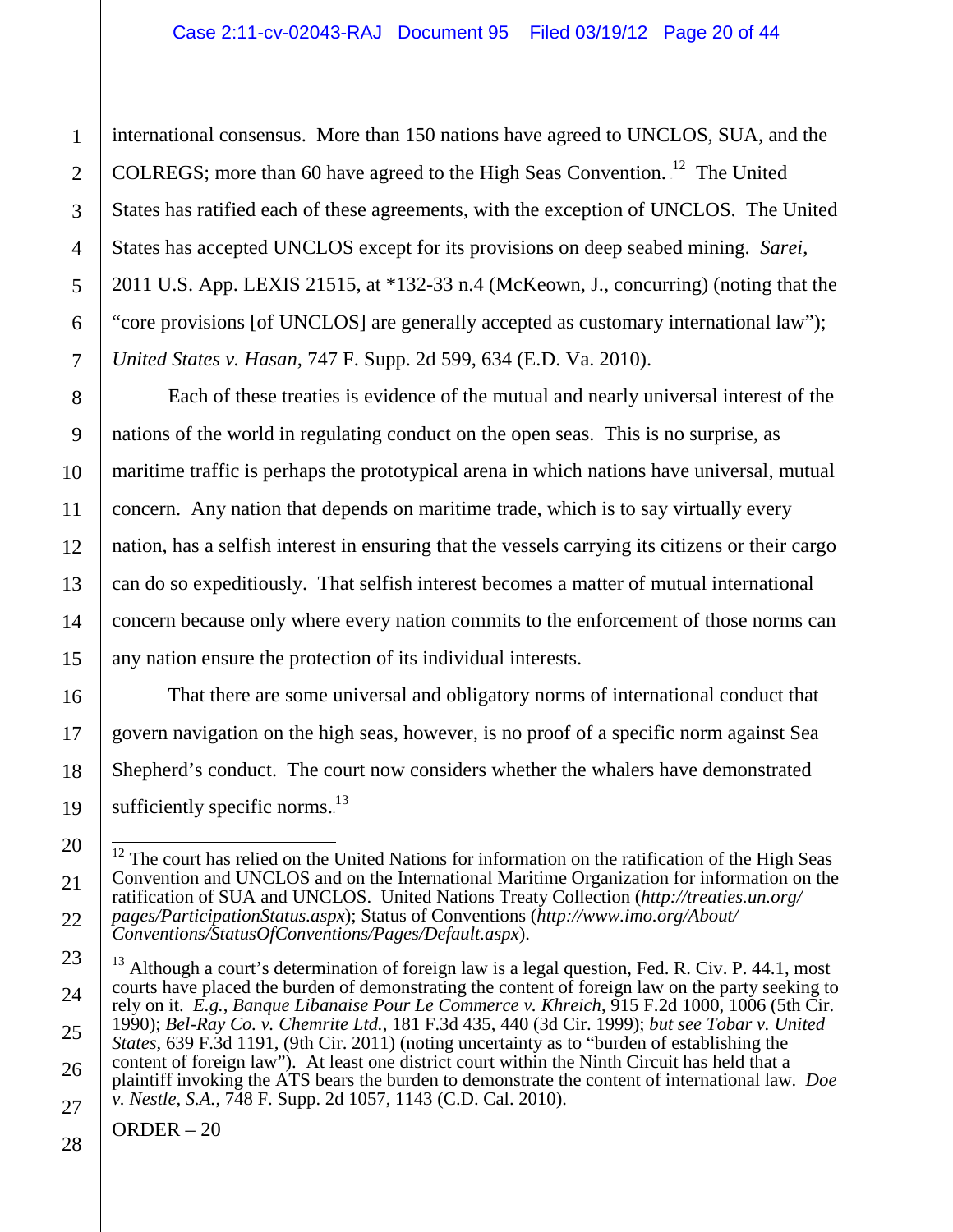international consensus. More than 150 nations have agreed to UNCLOS, SUA, and the COLREGS; more than 60 have agreed to the High Seas Convention.[12] The United States has ratified each of these agreements, with the exception of UNCLOS. The United States has accepted UNCLOS except for its provisions on deep seabed mining. *Sarei*, 2011 U.S. App. LEXIS 21515, at *132-33 n.4 (McKeown, J., concurring) (noting that the "core provisions [of UNCLOS] are generally accepted as customary international law"); *United States v. Hasan*, 747 F. Supp. 2d 599, 634 (E.D. Va. 2010).

Each of these treaties is evidence of the mutual and nearly universal interest of the nations of the world in regulating conduct on the open seas. This is no surprise, as maritime traffic is perhaps the prototypical arena in which nations have universal, mutual concern. Any nation that depends on maritime trade, which is to say virtually every nation, has a selfish interest in ensuring that the vessels carrying its citizens or their cargo can do so expeditiously. That selfish interest becomes a matter of mutual international concern because only where every nation commits to the enforcement of those norms can any nation ensure the protection of its individual interests.

That there are some universal and obligatory norms of international conduct that govern navigation on the high seas, however, is no proof of a specific norm against Sea Shepherd's conduct. The court now considers whether the whalers have demonstrated sufficiently specific norms.[13]

---

[12] The court has relied on the United Nations for information on the ratification of the High Seas Convention and UNCLOS and on the International Maritime Organization for information on the ratification of SUA and UNCLOS. United Nations Treaty Collection (*http://treaties.un.org/pages/ParticipationStatus.aspx*); Status of Conventions (*http://www.imo.org/About/Conventions/StatusOfConventions/Pages/Default.aspx*).

[13] Although a court's determination of foreign law is a legal question, Fed. R. Civ. P. 44.1, most courts have placed the burden of demonstrating the content of foreign law on the party seeking to rely on it. *E.g.*, *Banque Libanaise Pour Le Commerce v. Khreich*, 915 F.2d 1000, 1006 (5th Cir. 1990); *Bel-Ray Co. v. Chemrite Ltd.*, 181 F.3d 435, 440 (3d Cir. 1999); *but see Tobar v. United States*, 639 F.3d 1191, (9th Cir. 2011) (noting uncertainty as to "burden of establishing the content of foreign law"). At least one district court within the Ninth Circuit has held that a plaintiff invoking the ATS bears the burden to demonstrate the content of international law. *Doe v. Nestle, S.A.*, 748 F. Supp. 2d 1057, 1143 (C.D. Cal. 2010).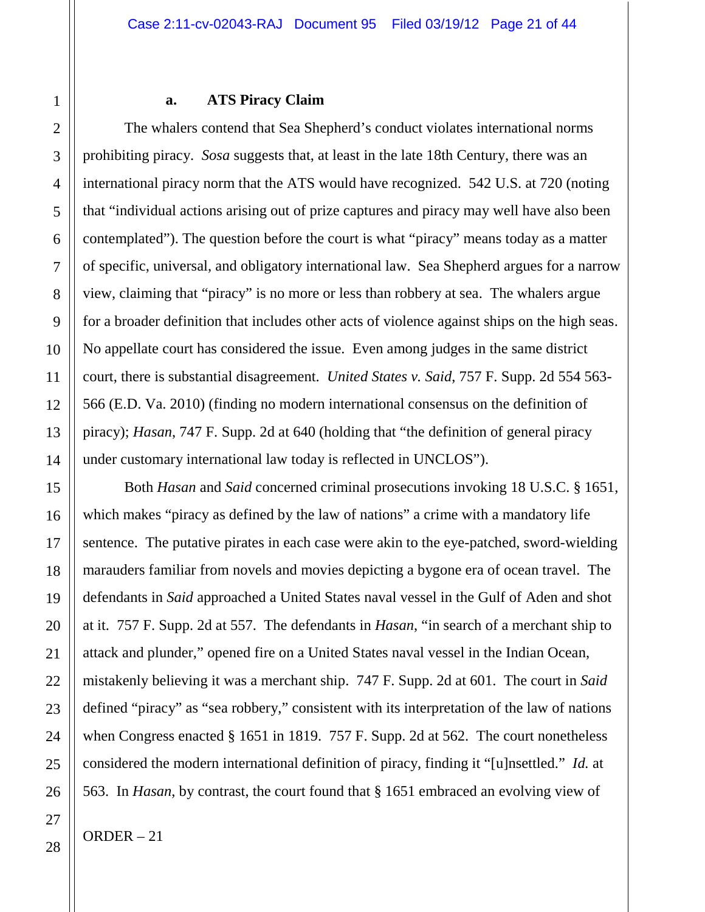### a. ATS Piracy Claim

The whalers contend that Sea Shepherd's conduct violates international norms prohibiting piracy. *Sosa* suggests that, at least in the late 18th Century, there was an international piracy norm that the ATS would have recognized. 542 U.S. at 720 (noting that "individual actions arising out of prize captures and piracy may well have also been contemplated"). The question before the court is what "piracy" means today as a matter of specific, universal, and obligatory international law. Sea Shepherd argues for a narrow view, claiming that "piracy" is no more or less than robbery at sea. The whalers argue for a broader definition that includes other acts of violence against ships on the high seas. No appellate court has considered the issue. Even among judges in the same district court, there is substantial disagreement. *United States v. Said*, 757 F. Supp. 2d 554 563-566 (E.D. Va. 2010) (finding no modern international consensus on the definition of piracy); *Hasan*, 747 F. Supp. 2d at 640 (holding that "the definition of general piracy under customary international law today is reflected in UNCLOS").

Both *Hasan* and *Said* concerned criminal prosecutions invoking 18 U.S.C. § 1651, which makes "piracy as defined by the law of nations" a crime with a mandatory life sentence. The putative pirates in each case were akin to the eye-patched, sword-wielding marauders familiar from novels and movies depicting a bygone era of ocean travel. The defendants in *Said* approached a United States naval vessel in the Gulf of Aden and shot at it. 757 F. Supp. 2d at 557. The defendants in *Hasan*, "in search of a merchant ship to attack and plunder," opened fire on a United States naval vessel in the Indian Ocean, mistakenly believing it was a merchant ship. 747 F. Supp. 2d at 601. The court in *Said* defined "piracy" as "sea robbery," consistent with its interpretation of the law of nations when Congress enacted § 1651 in 1819. 757 F. Supp. 2d at 562. The court nonetheless considered the modern international definition of piracy, finding it "[u]nsettled." *Id.* at 563. In *Hasan*, by contrast, the court found that § 1651 embraced an evolving view of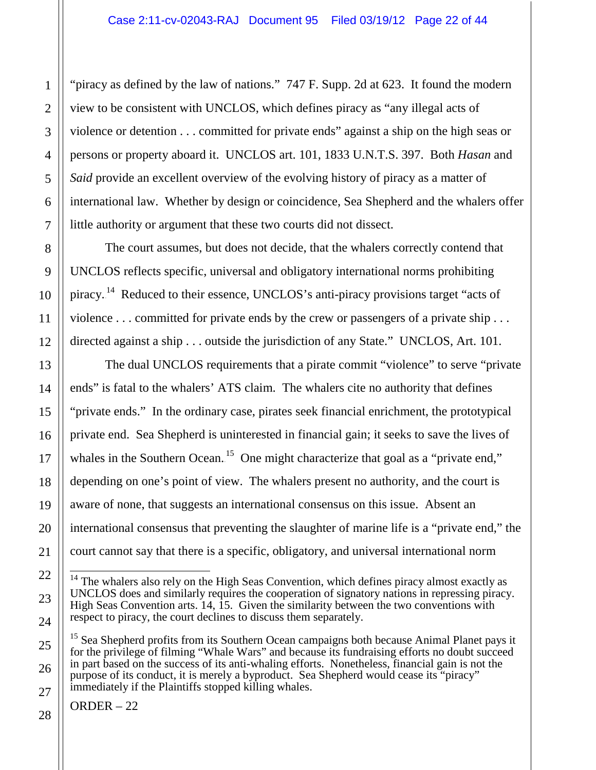"piracy as defined by the law of nations." 747 F. Supp. 2d at 623. It found the modern view to be consistent with UNCLOS, which defines piracy as "any illegal acts of violence or detention . . . committed for private ends" against a ship on the high seas or persons or property aboard it. UNCLOS art. 101, 1833 U.N.T.S. 397. Both *Hasan* and *Said* provide an excellent overview of the evolving history of piracy as a matter of international law. Whether by design or coincidence, Sea Shepherd and the whalers offer little authority or argument that these two courts did not dissect.

The court assumes, but does not decide, that the whalers correctly contend that UNCLOS reflects specific, universal and obligatory international norms prohibiting piracy.[14] Reduced to their essence, UNCLOS's anti-piracy provisions target "acts of violence . . . committed for private ends by the crew or passengers of a private ship . . . directed against a ship . . . outside the jurisdiction of any State." UNCLOS, Art. 101.

The dual UNCLOS requirements that a pirate commit "violence" to serve "private ends" is fatal to the whalers' ATS claim. The whalers cite no authority that defines "private ends." In the ordinary case, pirates seek financial enrichment, the prototypical private end. Sea Shepherd is uninterested in financial gain; it seeks to save the lives of whales in the Southern Ocean.[15] One might characterize that goal as a "private end," depending on one's point of view. The whalers present no authority, and the court is aware of none, that suggests an international consensus on this issue. Absent an international consensus that preventing the slaughter of marine life is a "private end," the court cannot say that there is a specific, obligatory, and universal international norm

[14] The whalers also rely on the High Seas Convention, which defines piracy almost exactly as UNCLOS does and similarly requires the cooperation of signatory nations in repressing piracy. High Seas Convention arts. 14, 15. Given the similarity between the two conventions with respect to piracy, the court declines to discuss them separately.

[15] Sea Shepherd profits from its Southern Ocean campaigns both because Animal Planet pays it for the privilege of filming "Whale Wars" and because its fundraising efforts no doubt succeed in part based on the success of its anti-whaling efforts. Nonetheless, financial gain is not the purpose of its conduct, it is merely a byproduct. Sea Shepherd would cease its "piracy" immediately if the Plaintiffs stopped killing whales.

ORDER – 22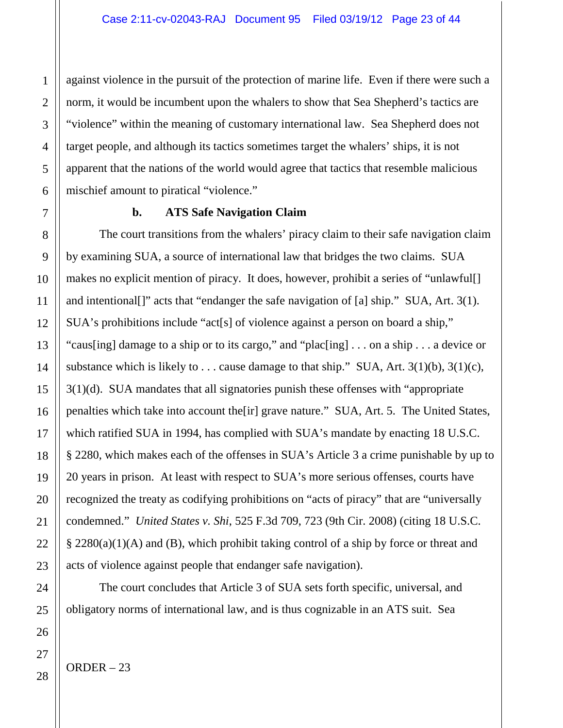against violence in the pursuit of the protection of marine life. Even if there were such a norm, it would be incumbent upon the whalers to show that Sea Shepherd's tactics are "violence" within the meaning of customary international law. Sea Shepherd does not target people, and although its tactics sometimes target the whalers' ships, it is not apparent that the nations of the world would agree that tactics that resemble malicious mischief amount to piratical "violence."

**b. ATS Safe Navigation Claim**

The court transitions from the whalers' piracy claim to their safe navigation claim by examining SUA, a source of international law that bridges the two claims. SUA makes no explicit mention of piracy. It does, however, prohibit a series of "unlawful[] and intentional[]" acts that "endanger the safe navigation of [a] ship." SUA, Art. 3(1). SUA's prohibitions include "act[s] of violence against a person on board a ship," "caus[ing] damage to a ship or to its cargo," and "plac[ing] . . . on a ship . . . a device or substance which is likely to . . . cause damage to that ship." SUA, Art. 3(1)(b), 3(1)(c), 3(1)(d). SUA mandates that all signatories punish these offenses with "appropriate penalties which take into account the[ir] grave nature." SUA, Art. 5. The United States, which ratified SUA in 1994, has complied with SUA's mandate by enacting 18 U.S.C. § 2280, which makes each of the offenses in SUA's Article 3 a crime punishable by up to 20 years in prison. At least with respect to SUA's more serious offenses, courts have recognized the treaty as codifying prohibitions on "acts of piracy" that are "universally condemned." *United States v. Shi*, 525 F.3d 709, 723 (9th Cir. 2008) (citing 18 U.S.C. § 2280(a)(1)(A) and (B), which prohibit taking control of a ship by force or threat and acts of violence against people that endanger safe navigation).

The court concludes that Article 3 of SUA sets forth specific, universal, and obligatory norms of international law, and is thus cognizable in an ATS suit. Sea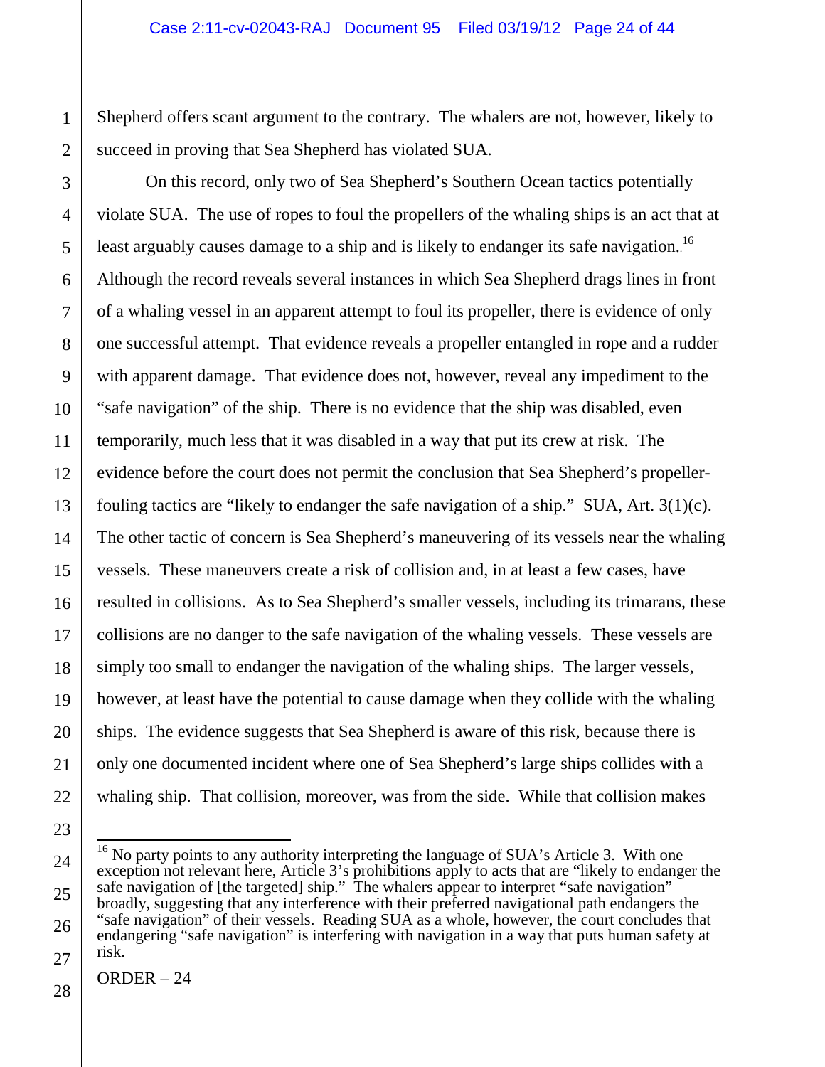Shepherd offers scant argument to the contrary. The whalers are not, however, likely to succeed in proving that Sea Shepherd has violated SUA.

On this record, only two of Sea Shepherd's Southern Ocean tactics potentially violate SUA. The use of ropes to foul the propellers of the whaling ships is an act that at least arguably causes damage to a ship and is likely to endanger its safe navigation.[16] Although the record reveals several instances in which Sea Shepherd drags lines in front of a whaling vessel in an apparent attempt to foul its propeller, there is evidence of only one successful attempt. That evidence reveals a propeller entangled in rope and a rudder with apparent damage. That evidence does not, however, reveal any impediment to the "safe navigation" of the ship. There is no evidence that the ship was disabled, even temporarily, much less that it was disabled in a way that put its crew at risk. The evidence before the court does not permit the conclusion that Sea Shepherd's propeller-fouling tactics are "likely to endanger the safe navigation of a ship." SUA, Art. 3(1)(c). The other tactic of concern is Sea Shepherd's maneuvering of its vessels near the whaling vessels. These maneuvers create a risk of collision and, in at least a few cases, have resulted in collisions. As to Sea Shepherd's smaller vessels, including its trimarans, these collisions are no danger to the safe navigation of the whaling vessels. These vessels are simply too small to endanger the navigation of the whaling ships. The larger vessels, however, at least have the potential to cause damage when they collide with the whaling ships. The evidence suggests that Sea Shepherd is aware of this risk, because there is only one documented incident where one of Sea Shepherd's large ships collides with a whaling ship. That collision, moreover, was from the side. While that collision makes

---

[16] No party points to any authority interpreting the language of SUA's Article 3. With one exception not relevant here, Article 3's prohibitions apply to acts that are "likely to endanger the safe navigation of [the targeted] ship." The whalers appear to interpret "safe navigation" broadly, suggesting that any interference with their preferred navigational path endangers the "safe navigation" of their vessels. Reading SUA as a whole, however, the court concludes that endangering "safe navigation" is interfering with navigation in a way that puts human safety at risk.

ORDER – 24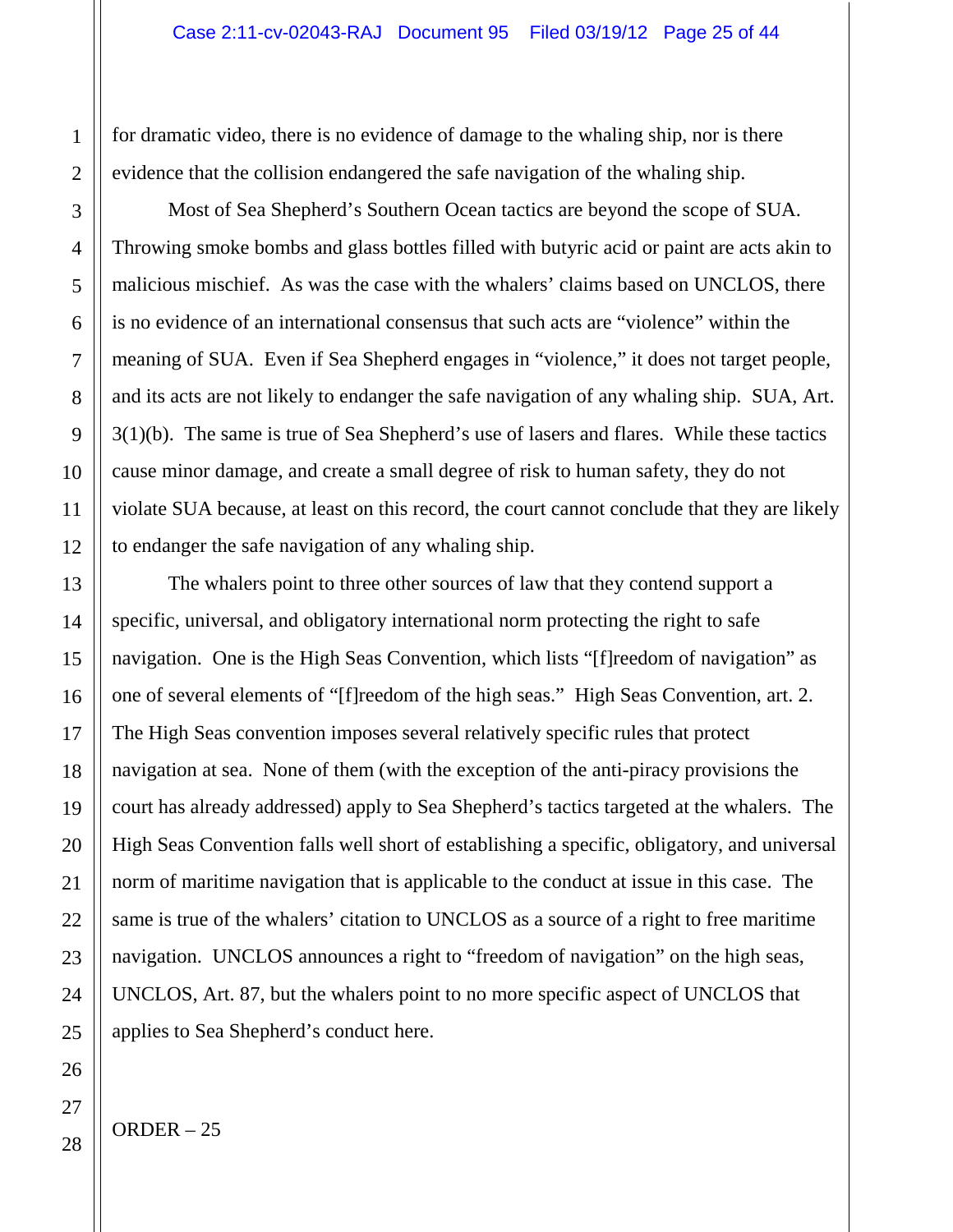for dramatic video, there is no evidence of damage to the whaling ship, nor is there evidence that the collision endangered the safe navigation of the whaling ship.

Most of Sea Shepherd's Southern Ocean tactics are beyond the scope of SUA. Throwing smoke bombs and glass bottles filled with butyric acid or paint are acts akin to malicious mischief. As was the case with the whalers' claims based on UNCLOS, there is no evidence of an international consensus that such acts are "violence" within the meaning of SUA. Even if Sea Shepherd engages in "violence," it does not target people, and its acts are not likely to endanger the safe navigation of any whaling ship. SUA, Art. 3(1)(b). The same is true of Sea Shepherd's use of lasers and flares. While these tactics cause minor damage, and create a small degree of risk to human safety, they do not violate SUA because, at least on this record, the court cannot conclude that they are likely to endanger the safe navigation of any whaling ship.

The whalers point to three other sources of law that they contend support a specific, universal, and obligatory international norm protecting the right to safe navigation. One is the High Seas Convention, which lists "[f]reedom of navigation" as one of several elements of "[f]reedom of the high seas." High Seas Convention, art. 2. The High Seas convention imposes several relatively specific rules that protect navigation at sea. None of them (with the exception of the anti-piracy provisions the court has already addressed) apply to Sea Shepherd's tactics targeted at the whalers. The High Seas Convention falls well short of establishing a specific, obligatory, and universal norm of maritime navigation that is applicable to the conduct at issue in this case. The same is true of the whalers' citation to UNCLOS as a source of a right to free maritime navigation. UNCLOS announces a right to "freedom of navigation" on the high seas, UNCLOS, Art. 87, but the whalers point to no more specific aspect of UNCLOS that applies to Sea Shepherd's conduct here.

ORDER – 25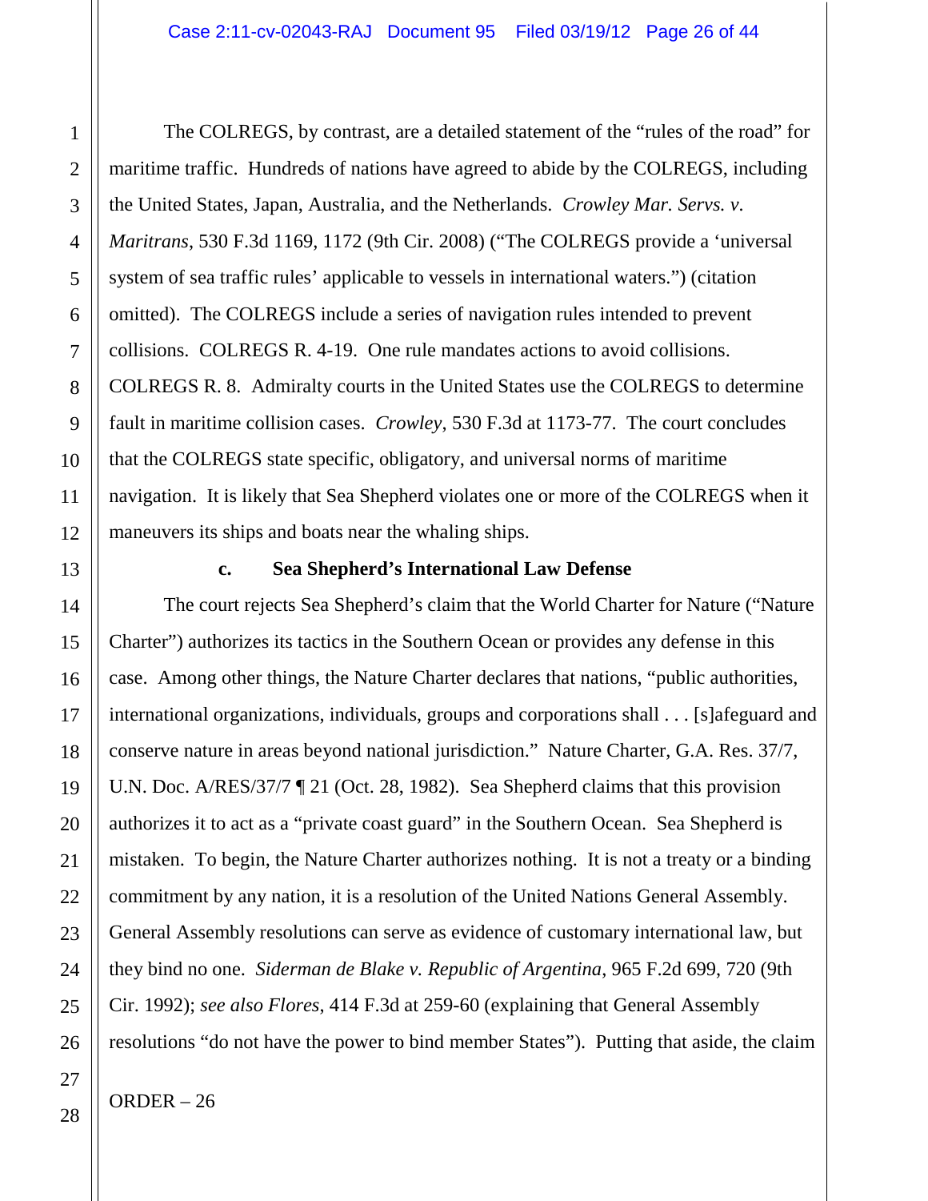The COLREGS, by contrast, are a detailed statement of the "rules of the road" for maritime traffic. Hundreds of nations have agreed to abide by the COLREGS, including the United States, Japan, Australia, and the Netherlands. *Crowley Mar. Servs. v. Maritrans*, 530 F.3d 1169, 1172 (9th Cir. 2008) ("The COLREGS provide a 'universal system of sea traffic rules' applicable to vessels in international waters.") (citation omitted). The COLREGS include a series of navigation rules intended to prevent collisions. COLREGS R. 4-19. One rule mandates actions to avoid collisions. COLREGS R. 8. Admiralty courts in the United States use the COLREGS to determine fault in maritime collision cases. *Crowley*, 530 F.3d at 1173-77. The court concludes that the COLREGS state specific, obligatory, and universal norms of maritime navigation. It is likely that Sea Shepherd violates one or more of the COLREGS when it maneuvers its ships and boats near the whaling ships.

**c. Sea Shepherd's International Law Defense**

The court rejects Sea Shepherd's claim that the World Charter for Nature ("Nature Charter") authorizes its tactics in the Southern Ocean or provides any defense in this case. Among other things, the Nature Charter declares that nations, "public authorities, international organizations, individuals, groups and corporations shall . . . [s]afeguard and conserve nature in areas beyond national jurisdiction." Nature Charter, G.A. Res. 37/7, U.N. Doc. A/RES/37/7 ¶ 21 (Oct. 28, 1982). Sea Shepherd claims that this provision authorizes it to act as a "private coast guard" in the Southern Ocean. Sea Shepherd is mistaken. To begin, the Nature Charter authorizes nothing. It is not a treaty or a binding commitment by any nation, it is a resolution of the United Nations General Assembly. General Assembly resolutions can serve as evidence of customary international law, but they bind no one. *Siderman de Blake v. Republic of Argentina*, 965 F.2d 699, 720 (9th Cir. 1992); *see also Flores*, 414 F.3d at 259-60 (explaining that General Assembly resolutions "do not have the power to bind member States"). Putting that aside, the claim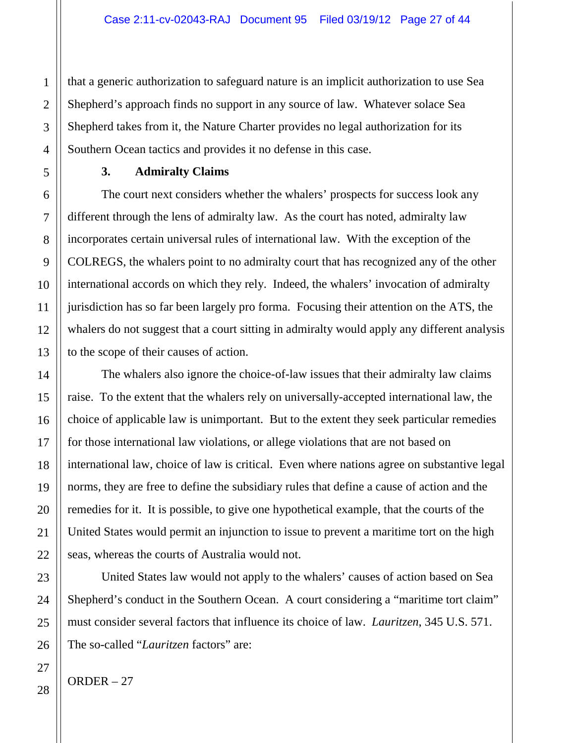that a generic authorization to safeguard nature is an implicit authorization to use Sea Shepherd's approach finds no support in any source of law. Whatever solace Sea Shepherd takes from it, the Nature Charter provides no legal authorization for its Southern Ocean tactics and provides it no defense in this case.

**3. Admiralty Claims**

The court next considers whether the whalers' prospects for success look any different through the lens of admiralty law. As the court has noted, admiralty law incorporates certain universal rules of international law. With the exception of the COLREGS, the whalers point to no admiralty court that has recognized any of the other international accords on which they rely. Indeed, the whalers' invocation of admiralty jurisdiction has so far been largely pro forma. Focusing their attention on the ATS, the whalers do not suggest that a court sitting in admiralty would apply any different analysis to the scope of their causes of action.

The whalers also ignore the choice-of-law issues that their admiralty law claims raise. To the extent that the whalers rely on universally-accepted international law, the choice of applicable law is unimportant. But to the extent they seek particular remedies for those international law violations, or allege violations that are not based on international law, choice of law is critical. Even where nations agree on substantive legal norms, they are free to define the subsidiary rules that define a cause of action and the remedies for it. It is possible, to give one hypothetical example, that the courts of the United States would permit an injunction to issue to prevent a maritime tort on the high seas, whereas the courts of Australia would not.

United States law would not apply to the whalers' causes of action based on Sea Shepherd's conduct in the Southern Ocean. A court considering a "maritime tort claim" must consider several factors that influence its choice of law. *Lauritzen*, 345 U.S. 571. The so-called "*Lauritzen* factors" are: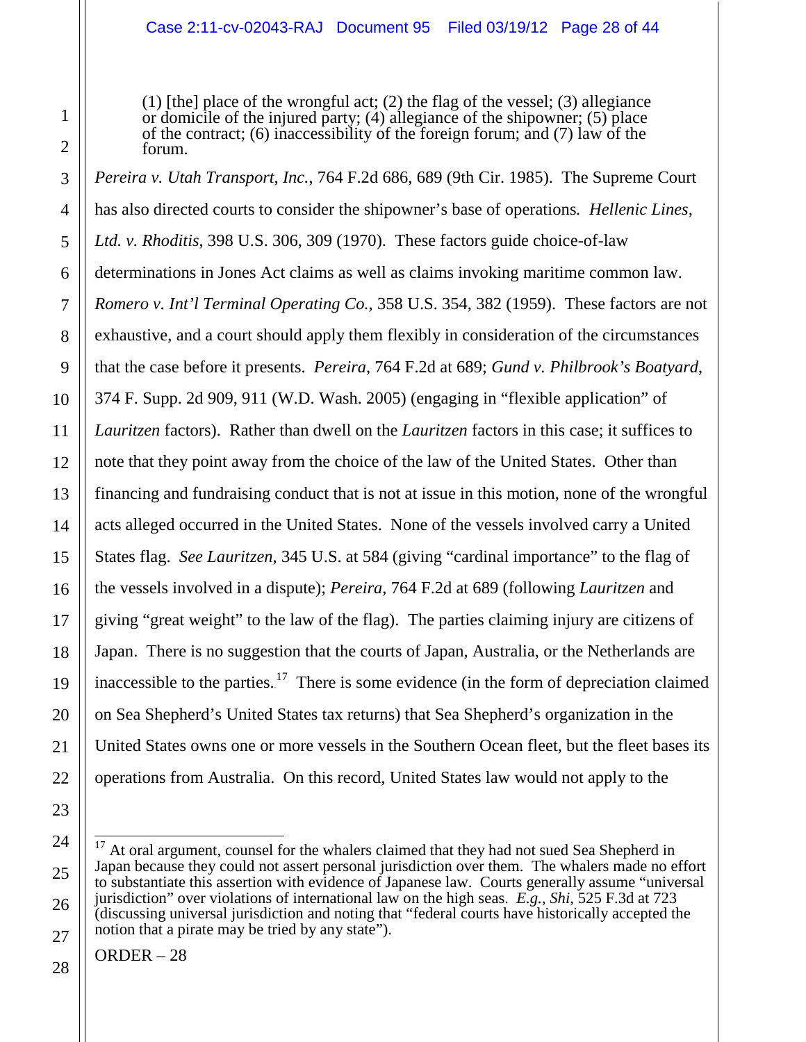> (1) [the] place of the wrongful act; (2) the flag of the vessel; (3) allegiance or domicile of the injured party; (4) allegiance of the shipowner; (5) place of the contract; (6) inaccessibility of the foreign forum; and (7) law of the forum.

*Pereira v. Utah Transport, Inc.*, 764 F.2d 686, 689 (9th Cir. 1985). The Supreme Court has also directed courts to consider the shipowner's base of operations. *Hellenic Lines, Ltd. v. Rhoditis*, 398 U.S. 306, 309 (1970). These factors guide choice-of-law determinations in Jones Act claims as well as claims invoking maritime common law. *Romero v. Int'l Terminal Operating Co.*, 358 U.S. 354, 382 (1959). These factors are not exhaustive, and a court should apply them flexibly in consideration of the circumstances that the case before it presents. *Pereira*, 764 F.2d at 689; *Gund v. Philbrook's Boatyard*, 374 F. Supp. 2d 909, 911 (W.D. Wash. 2005) (engaging in "flexible application" of *Lauritzen* factors). Rather than dwell on the *Lauritzen* factors in this case; it suffices to note that they point away from the choice of the law of the United States. Other than financing and fundraising conduct that is not at issue in this motion, none of the wrongful acts alleged occurred in the United States. None of the vessels involved carry a United States flag. *See Lauritzen*, 345 U.S. at 584 (giving "cardinal importance" to the flag of the vessels involved in a dispute); *Pereira*, 764 F.2d at 689 (following *Lauritzen* and giving "great weight" to the law of the flag). The parties claiming injury are citizens of Japan. There is no suggestion that the courts of Japan, Australia, or the Netherlands are inaccessible to the parties.[17] There is some evidence (in the form of depreciation claimed on Sea Shepherd's United States tax returns) that Sea Shepherd's organization in the United States owns one or more vessels in the Southern Ocean fleet, but the fleet bases its operations from Australia. On this record, United States law would not apply to the

---

[17] At oral argument, counsel for the whalers claimed that they had not sued Sea Shepherd in Japan because they could not assert personal jurisdiction over them. The whalers made no effort to substantiate this assertion with evidence of Japanese law. Courts generally assume "universal jurisdiction" over violations of international law on the high seas. *E.g.*, *Shi*, 525 F.3d at 723 (discussing universal jurisdiction and noting that "federal courts have historically accepted the notion that a pirate may be tried by any state").

ORDER – 28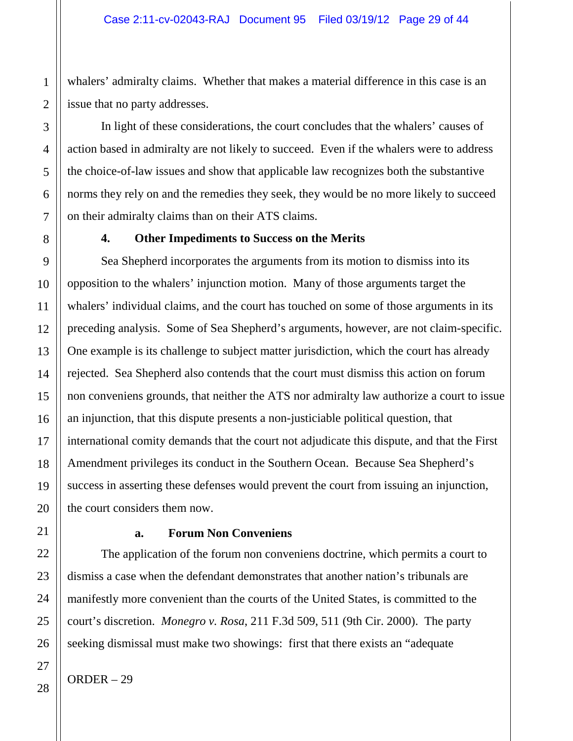whalers' admiralty claims. Whether that makes a material difference in this case is an issue that no party addresses.

In light of these considerations, the court concludes that the whalers' causes of action based in admiralty are not likely to succeed. Even if the whalers were to address the choice-of-law issues and show that applicable law recognizes both the substantive norms they rely on and the remedies they seek, they would be no more likely to succeed on their admiralty claims than on their ATS claims.

### 4. Other Impediments to Success on the Merits

Sea Shepherd incorporates the arguments from its motion to dismiss into its opposition to the whalers' injunction motion. Many of those arguments target the whalers' individual claims, and the court has touched on some of those arguments in its preceding analysis. Some of Sea Shepherd's arguments, however, are not claim-specific. One example is its challenge to subject matter jurisdiction, which the court has already rejected. Sea Shepherd also contends that the court must dismiss this action on forum non conveniens grounds, that neither the ATS nor admiralty law authorize a court to issue an injunction, that this dispute presents a non-justiciable political question, that international comity demands that the court not adjudicate this dispute, and that the First Amendment privileges its conduct in the Southern Ocean. Because Sea Shepherd's success in asserting these defenses would prevent the court from issuing an injunction, the court considers them now.

#### a. Forum Non Conveniens

The application of the forum non conveniens doctrine, which permits a court to dismiss a case when the defendant demonstrates that another nation's tribunals are manifestly more convenient than the courts of the United States, is committed to the court's discretion. *Monegro v. Rosa*, 211 F.3d 509, 511 (9th Cir. 2000). The party seeking dismissal must make two showings: first that there exists an "adequate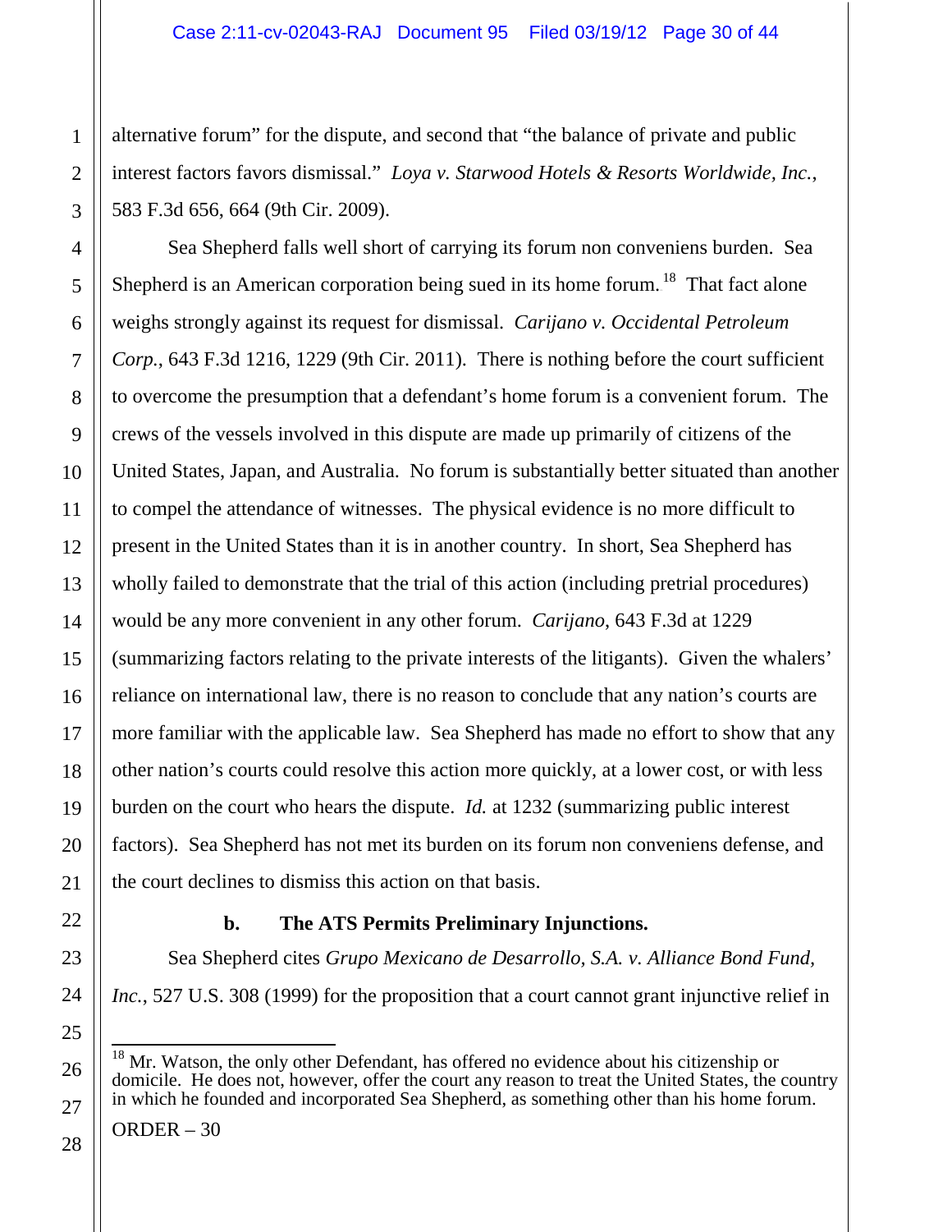alternative forum" for the dispute, and second that "the balance of private and public interest factors favors dismissal." *Loya v. Starwood Hotels & Resorts Worldwide, Inc.*, 583 F.3d 656, 664 (9th Cir. 2009).

Sea Shepherd falls well short of carrying its forum non conveniens burden. Sea Shepherd is an American corporation being sued in its home forum.[18] That fact alone weighs strongly against its request for dismissal. *Carijano v. Occidental Petroleum Corp.*, 643 F.3d 1216, 1229 (9th Cir. 2011). There is nothing before the court sufficient to overcome the presumption that a defendant's home forum is a convenient forum. The crews of the vessels involved in this dispute are made up primarily of citizens of the United States, Japan, and Australia. No forum is substantially better situated than another to compel the attendance of witnesses. The physical evidence is no more difficult to present in the United States than it is in another country. In short, Sea Shepherd has wholly failed to demonstrate that the trial of this action (including pretrial procedures) would be any more convenient in any other forum. *Carijano*, 643 F.3d at 1229 (summarizing factors relating to the private interests of the litigants). Given the whalers' reliance on international law, there is no reason to conclude that any nation's courts are more familiar with the applicable law. Sea Shepherd has made no effort to show that any other nation's courts could resolve this action more quickly, at a lower cost, or with less burden on the court who hears the dispute. *Id.* at 1232 (summarizing public interest factors). Sea Shepherd has not met its burden on its forum non conveniens defense, and the court declines to dismiss this action on that basis.

**b. The ATS Permits Preliminary Injunctions.**

Sea Shepherd cites *Grupo Mexicano de Desarrollo, S.A. v. Alliance Bond Fund, Inc.*, 527 U.S. 308 (1999) for the proposition that a court cannot grant injunctive relief in

---

[18] Mr. Watson, the only other Defendant, has offered no evidence about his citizenship or domicile. He does not, however, offer the court any reason to treat the United States, the country in which he founded and incorporated Sea Shepherd, as something other than his home forum.

ORDER – 30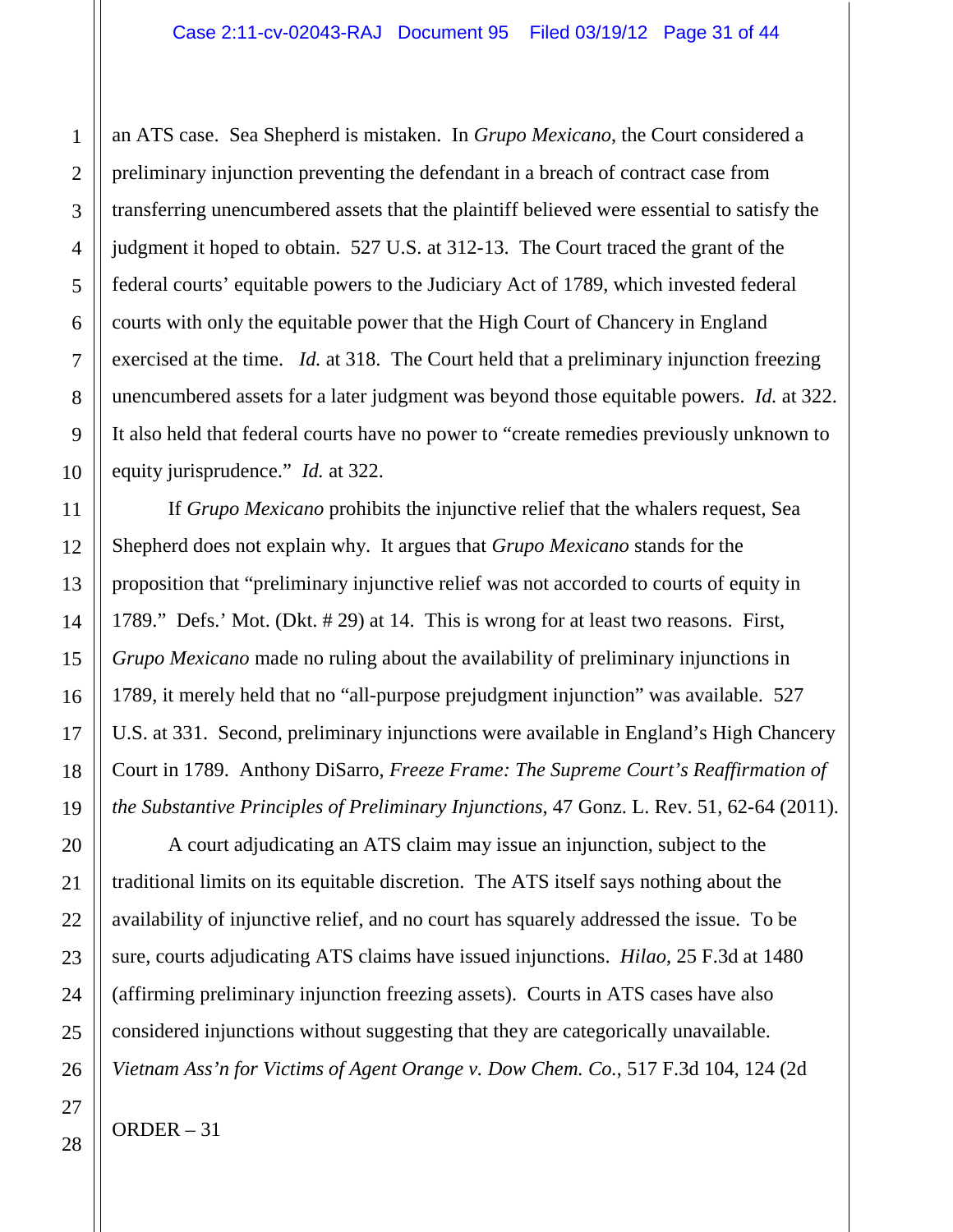an ATS case. Sea Shepherd is mistaken. In *Grupo Mexicano*, the Court considered a preliminary injunction preventing the defendant in a breach of contract case from transferring unencumbered assets that the plaintiff believed were essential to satisfy the judgment it hoped to obtain. 527 U.S. at 312-13. The Court traced the grant of the federal courts' equitable powers to the Judiciary Act of 1789, which invested federal courts with only the equitable power that the High Court of Chancery in England exercised at the time. *Id.* at 318. The Court held that a preliminary injunction freezing unencumbered assets for a later judgment was beyond those equitable powers. *Id.* at 322. It also held that federal courts have no power to "create remedies previously unknown to equity jurisprudence." *Id.* at 322.

If *Grupo Mexicano* prohibits the injunctive relief that the whalers request, Sea Shepherd does not explain why. It argues that *Grupo Mexicano* stands for the proposition that "preliminary injunctive relief was not accorded to courts of equity in 1789." Defs.' Mot. (Dkt. # 29) at 14. This is wrong for at least two reasons. First, *Grupo Mexicano* made no ruling about the availability of preliminary injunctions in 1789, it merely held that no "all-purpose prejudgment injunction" was available. 527 U.S. at 331. Second, preliminary injunctions were available in England's High Chancery Court in 1789. Anthony DiSarro, *Freeze Frame: The Supreme Court's Reaffirmation of the Substantive Principles of Preliminary Injunctions*, 47 Gonz. L. Rev. 51, 62-64 (2011).

A court adjudicating an ATS claim may issue an injunction, subject to the traditional limits on its equitable discretion. The ATS itself says nothing about the availability of injunctive relief, and no court has squarely addressed the issue. To be sure, courts adjudicating ATS claims have issued injunctions. *Hilao*, 25 F.3d at 1480 (affirming preliminary injunction freezing assets). Courts in ATS cases have also considered injunctions without suggesting that they are categorically unavailable. *Vietnam Ass'n for Victims of Agent Orange v. Dow Chem. Co.*, 517 F.3d 104, 124 (2d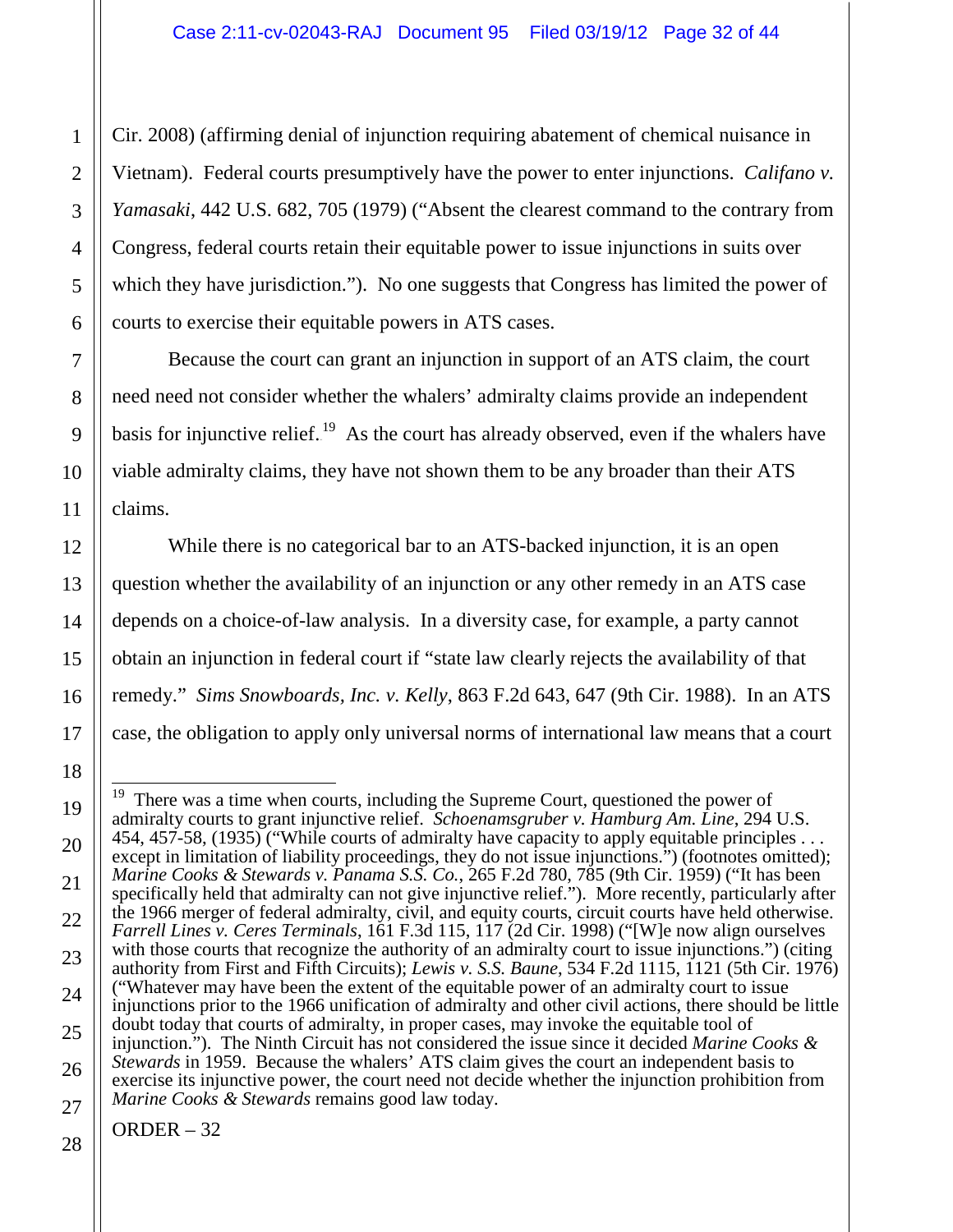Cir. 2008) (affirming denial of injunction requiring abatement of chemical nuisance in Vietnam). Federal courts presumptively have the power to enter injunctions. *Califano v. Yamasaki*, 442 U.S. 682, 705 (1979) ("Absent the clearest command to the contrary from Congress, federal courts retain their equitable power to issue injunctions in suits over which they have jurisdiction."). No one suggests that Congress has limited the power of courts to exercise their equitable powers in ATS cases.

Because the court can grant an injunction in support of an ATS claim, the court need need not consider whether the whalers' admiralty claims provide an independent basis for injunctive relief.[19] As the court has already observed, even if the whalers have viable admiralty claims, they have not shown them to be any broader than their ATS claims.

While there is no categorical bar to an ATS-backed injunction, it is an open question whether the availability of an injunction or any other remedy in an ATS case depends on a choice-of-law analysis. In a diversity case, for example, a party cannot obtain an injunction in federal court if "state law clearly rejects the availability of that remedy." *Sims Snowboards, Inc. v. Kelly*, 863 F.2d 643, 647 (9th Cir. 1988). In an ATS case, the obligation to apply only universal norms of international law means that a court

---

[19] There was a time when courts, including the Supreme Court, questioned the power of admiralty courts to grant injunctive relief. *Schoenamsgruber v. Hamburg Am. Line*, 294 U.S. 454, 457-58, (1935) ("While courts of admiralty have capacity to apply equitable principles . . . except in limitation of liability proceedings, they do not issue injunctions.") (footnotes omitted); *Marine Cooks & Stewards v. Panama S.S. Co.*, 265 F.2d 780, 785 (9th Cir. 1959) ("It has been specifically held that admiralty can not give injunctive relief."). More recently, particularly after the 1966 merger of federal admiralty, civil, and equity courts, circuit courts have held otherwise. *Farrell Lines v. Ceres Terminals*, 161 F.3d 115, 117 (2d Cir. 1998) ("[W]e now align ourselves with those courts that recognize the authority of an admiralty court to issue injunctions.") (citing authority from First and Fifth Circuits); *Lewis v. S.S. Baune*, 534 F.2d 1115, 1121 (5th Cir. 1976) ("Whatever may have been the extent of the equitable power of an admiralty court to issue injunctions prior to the 1966 unification of admiralty and other civil actions, there should be little doubt today that courts of admiralty, in proper cases, may invoke the equitable tool of injunction."). The Ninth Circuit has not considered the issue since it decided *Marine Cooks & Stewards* in 1959. Because the whalers' ATS claim gives the court an independent basis to exercise its injunctive power, the court need not decide whether the injunction prohibition from *Marine Cooks & Stewards* remains good law today.

ORDER – 32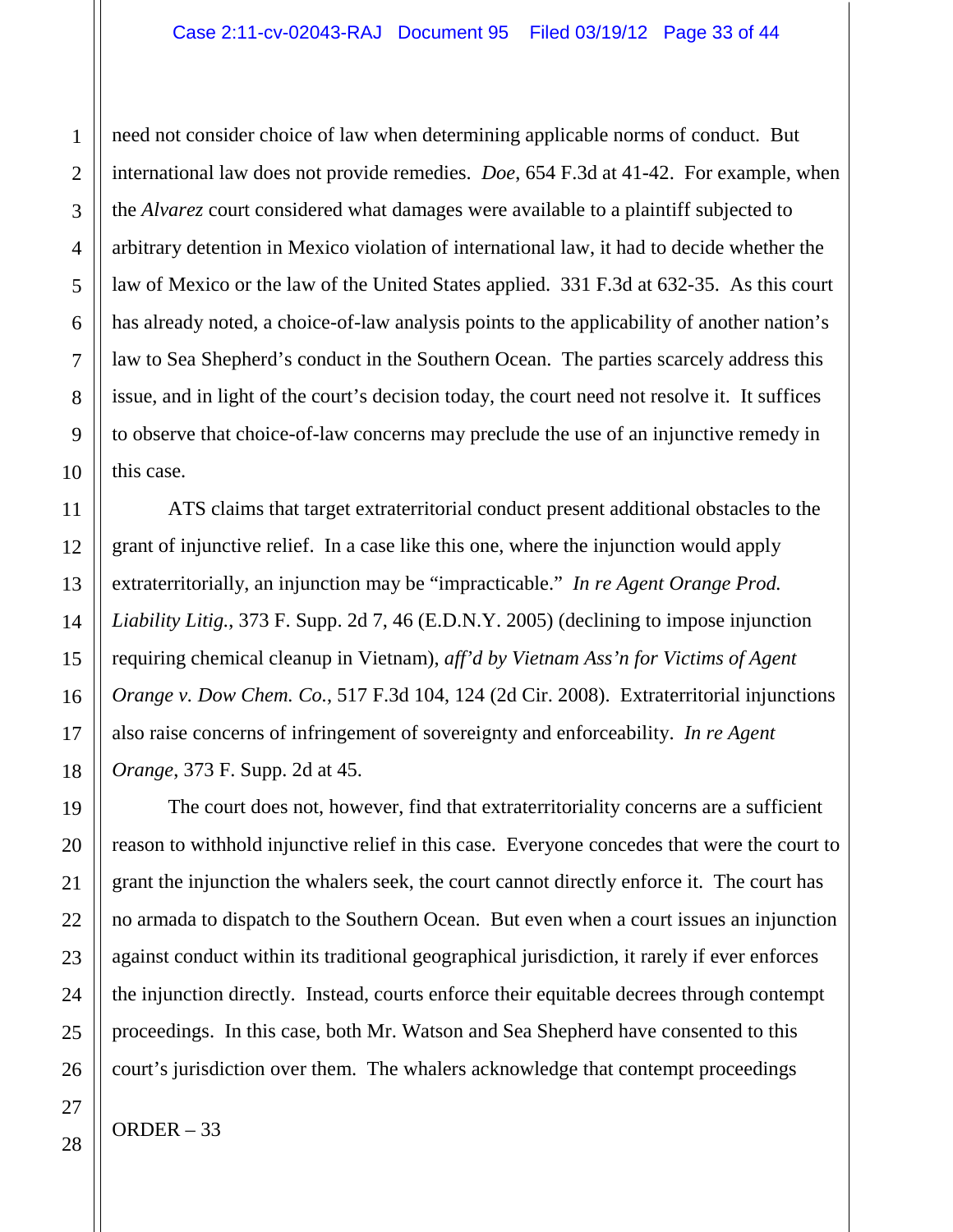need not consider choice of law when determining applicable norms of conduct. But international law does not provide remedies. *Doe*, 654 F.3d at 41-42. For example, when the *Alvarez* court considered what damages were available to a plaintiff subjected to arbitrary detention in Mexico violation of international law, it had to decide whether the law of Mexico or the law of the United States applied. 331 F.3d at 632-35. As this court has already noted, a choice-of-law analysis points to the applicability of another nation's law to Sea Shepherd's conduct in the Southern Ocean. The parties scarcely address this issue, and in light of the court's decision today, the court need not resolve it. It suffices to observe that choice-of-law concerns may preclude the use of an injunctive remedy in this case.

ATS claims that target extraterritorial conduct present additional obstacles to the grant of injunctive relief. In a case like this one, where the injunction would apply extraterritorially, an injunction may be "impracticable." *In re Agent Orange Prod. Liability Litig.*, 373 F. Supp. 2d 7, 46 (E.D.N.Y. 2005) (declining to impose injunction requiring chemical cleanup in Vietnam), *aff'd by Vietnam Ass'n for Victims of Agent Orange v. Dow Chem. Co.*, 517 F.3d 104, 124 (2d Cir. 2008). Extraterritorial injunctions also raise concerns of infringement of sovereignty and enforceability. *In re Agent Orange*, 373 F. Supp. 2d at 45.

The court does not, however, find that extraterritoriality concerns are a sufficient reason to withhold injunctive relief in this case. Everyone concedes that were the court to grant the injunction the whalers seek, the court cannot directly enforce it. The court has no armada to dispatch to the Southern Ocean. But even when a court issues an injunction against conduct within its traditional geographical jurisdiction, it rarely if ever enforces the injunction directly. Instead, courts enforce their equitable decrees through contempt proceedings. In this case, both Mr. Watson and Sea Shepherd have consented to this court's jurisdiction over them. The whalers acknowledge that contempt proceedings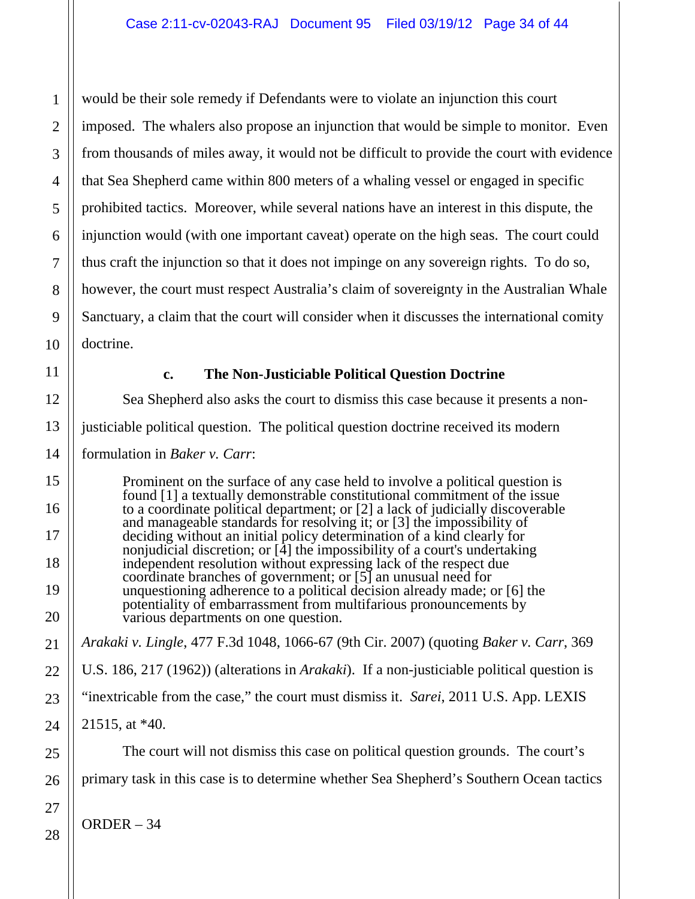would be their sole remedy if Defendants were to violate an injunction this court imposed. The whalers also propose an injunction that would be simple to monitor. Even from thousands of miles away, it would not be difficult to provide the court with evidence that Sea Shepherd came within 800 meters of a whaling vessel or engaged in specific prohibited tactics. Moreover, while several nations have an interest in this dispute, the injunction would (with one important caveat) operate on the high seas. The court could thus craft the injunction so that it does not impinge on any sovereign rights. To do so, however, the court must respect Australia's claim of sovereignty in the Australian Whale Sanctuary, a claim that the court will consider when it discusses the international comity doctrine.

#### c. The Non-Justiciable Political Question Doctrine

Sea Shepherd also asks the court to dismiss this case because it presents a non-justiciable political question. The political question doctrine received its modern formulation in *Baker v. Carr*:

> Prominent on the surface of any case held to involve a political question is found [1] a textually demonstrable constitutional commitment of the issue to a coordinate political department; or [2] a lack of judicially discoverable and manageable standards for resolving it; or [3] the impossibility of deciding without an initial policy determination of a kind clearly for nonjudicial discretion; or [4] the impossibility of a court's undertaking independent resolution without expressing lack of the respect due coordinate branches of government; or [5] an unusual need for unquestioning adherence to a political decision already made; or [6] the potentiality of embarrassment from multifarious pronouncements by various departments on one question.

*Arakaki v. Lingle*, 477 F.3d 1048, 1066-67 (9th Cir. 2007) (quoting *Baker v. Carr*, 369 U.S. 186, 217 (1962)) (alterations in *Arakaki*). If a non-justiciable political question is "inextricable from the case," the court must dismiss it. *Sarei*, 2011 U.S. App. LEXIS 21515, at *40.

The court will not dismiss this case on political question grounds. The court's primary task in this case is to determine whether Sea Shepherd's Southern Ocean tactics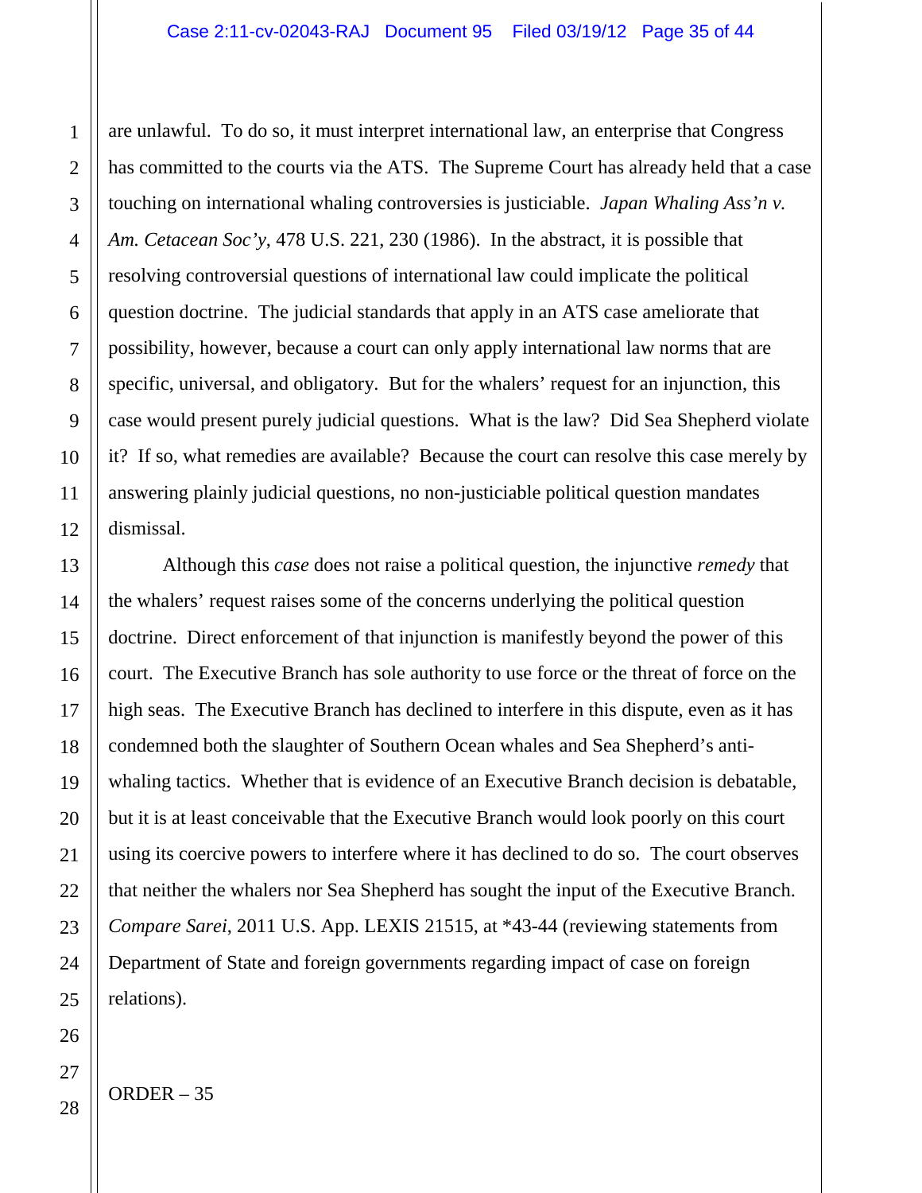are unlawful. To do so, it must interpret international law, an enterprise that Congress has committed to the courts via the ATS. The Supreme Court has already held that a case touching on international whaling controversies is justiciable. *Japan Whaling Ass'n v. Am. Cetacean Soc'y*, 478 U.S. 221, 230 (1986). In the abstract, it is possible that resolving controversial questions of international law could implicate the political question doctrine. The judicial standards that apply in an ATS case ameliorate that possibility, however, because a court can only apply international law norms that are specific, universal, and obligatory. But for the whalers' request for an injunction, this case would present purely judicial questions. What is the law? Did Sea Shepherd violate it? If so, what remedies are available? Because the court can resolve this case merely by answering plainly judicial questions, no non-justiciable political question mandates dismissal.

Although this *case* does not raise a political question, the injunctive *remedy* that the whalers' request raises some of the concerns underlying the political question doctrine. Direct enforcement of that injunction is manifestly beyond the power of this court. The Executive Branch has sole authority to use force or the threat of force on the high seas. The Executive Branch has declined to interfere in this dispute, even as it has condemned both the slaughter of Southern Ocean whales and Sea Shepherd's anti-whaling tactics. Whether that is evidence of an Executive Branch decision is debatable, but it is at least conceivable that the Executive Branch would look poorly on this court using its coercive powers to interfere where it has declined to do so. The court observes that neither the whalers nor Sea Shepherd has sought the input of the Executive Branch. *Compare Sarei*, 2011 U.S. App. LEXIS 21515, at *43-44 (reviewing statements from Department of State and foreign governments regarding impact of case on foreign relations).

ORDER – 35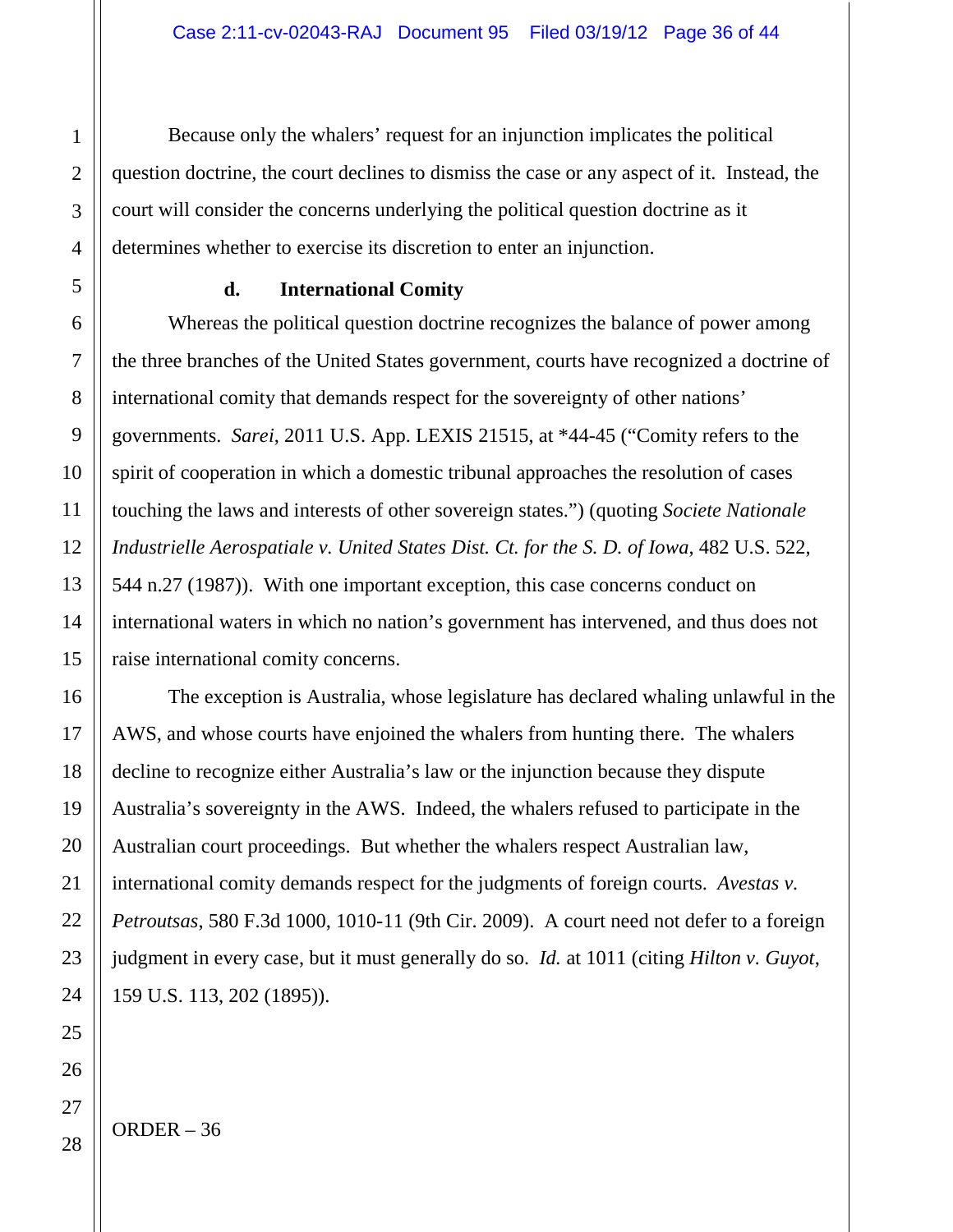Because only the whalers' request for an injunction implicates the political question doctrine, the court declines to dismiss the case or any aspect of it. Instead, the court will consider the concerns underlying the political question doctrine as it determines whether to exercise its discretion to enter an injunction.

#### d. International Comity

Whereas the political question doctrine recognizes the balance of power among the three branches of the United States government, courts have recognized a doctrine of international comity that demands respect for the sovereignty of other nations' governments. *Sarei*, 2011 U.S. App. LEXIS 21515, at *44-45 ("Comity refers to the spirit of cooperation in which a domestic tribunal approaches the resolution of cases touching the laws and interests of other sovereign states.") (quoting *Societe Nationale Industrielle Aerospatiale v. United States Dist. Ct. for the S. D. of Iowa*, 482 U.S. 522, 544 n.27 (1987)). With one important exception, this case concerns conduct on international waters in which no nation's government has intervened, and thus does not raise international comity concerns.

The exception is Australia, whose legislature has declared whaling unlawful in the AWS, and whose courts have enjoined the whalers from hunting there. The whalers decline to recognize either Australia's law or the injunction because they dispute Australia's sovereignty in the AWS. Indeed, the whalers refused to participate in the Australian court proceedings. But whether the whalers respect Australian law, international comity demands respect for the judgments of foreign courts. *Avestas v. Petroutsas*, 580 F.3d 1000, 1010-11 (9th Cir. 2009). A court need not defer to a foreign judgment in every case, but it must generally do so. *Id.* at 1011 (citing *Hilton v. Guyot*, 159 U.S. 113, 202 (1895)).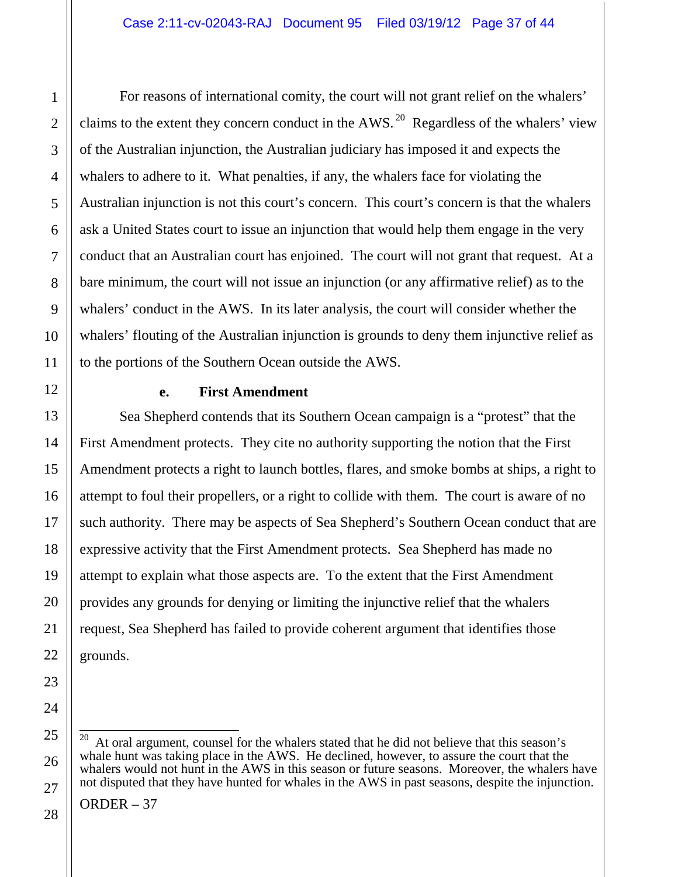For reasons of international comity, the court will not grant relief on the whalers' claims to the extent they concern conduct in the AWS.[20] Regardless of the whalers' view of the Australian injunction, the Australian judiciary has imposed it and expects the whalers to adhere to it. What penalties, if any, the whalers face for violating the Australian injunction is not this court's concern. This court's concern is that the whalers ask a United States court to issue an injunction that would help them engage in the very conduct that an Australian court has enjoined. The court will not grant that request. At a bare minimum, the court will not issue an injunction (or any affirmative relief) as to the whalers' conduct in the AWS. In its later analysis, the court will consider whether the whalers' flouting of the Australian injunction is grounds to deny them injunctive relief as to the portions of the Southern Ocean outside the AWS.

#### e. First Amendment

Sea Shepherd contends that its Southern Ocean campaign is a "protest" that the First Amendment protects. They cite no authority supporting the notion that the First Amendment protects a right to launch bottles, flares, and smoke bombs at ships, a right to attempt to foul their propellers, or a right to collide with them. The court is aware of no such authority. There may be aspects of Sea Shepherd's Southern Ocean conduct that are expressive activity that the First Amendment protects. Sea Shepherd has made no attempt to explain what those aspects are. To the extent that the First Amendment provides any grounds for denying or limiting the injunctive relief that the whalers request, Sea Shepherd has failed to provide coherent argument that identifies those grounds.

---

[20] At oral argument, counsel for the whalers stated that he did not believe that this season's whale hunt was taking place in the AWS. He declined, however, to assure the court that the whalers would not hunt in the AWS in this season or future seasons. Moreover, the whalers have not disputed that they have hunted for whales in the AWS in past seasons, despite the injunction.

ORDER – 37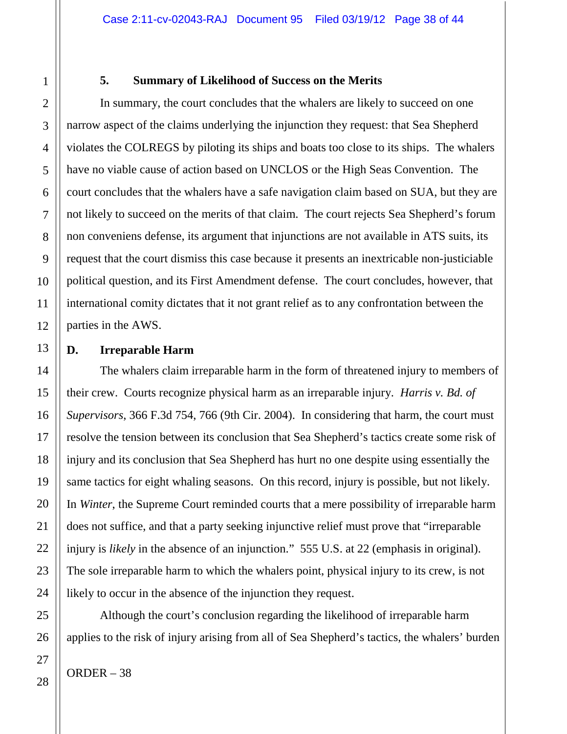### 5. Summary of Likelihood of Success on the Merits

In summary, the court concludes that the whalers are likely to succeed on one narrow aspect of the claims underlying the injunction they request: that Sea Shepherd violates the COLREGS by piloting its ships and boats too close to its ships. The whalers have no viable cause of action based on UNCLOS or the High Seas Convention. The court concludes that the whalers have a safe navigation claim based on SUA, but they are not likely to succeed on the merits of that claim. The court rejects Sea Shepherd's forum non conveniens defense, its argument that injunctions are not available in ATS suits, its request that the court dismiss this case because it presents an inextricable non-justiciable political question, and its First Amendment defense. The court concludes, however, that international comity dictates that it not grant relief as to any confrontation between the parties in the AWS.

## D. Irreparable Harm

The whalers claim irreparable harm in the form of threatened injury to members of their crew. Courts recognize physical harm as an irreparable injury. *Harris v. Bd. of Supervisors*, 366 F.3d 754, 766 (9th Cir. 2004). In considering that harm, the court must resolve the tension between its conclusion that Sea Shepherd's tactics create some risk of injury and its conclusion that Sea Shepherd has hurt no one despite using essentially the same tactics for eight whaling seasons. On this record, injury is possible, but not likely. In *Winter*, the Supreme Court reminded courts that a mere possibility of irreparable harm does not suffice, and that a party seeking injunctive relief must prove that "irreparable injury is *likely* in the absence of an injunction." 555 U.S. at 22 (emphasis in original). The sole irreparable harm to which the whalers point, physical injury to its crew, is not likely to occur in the absence of the injunction they request.

Although the court's conclusion regarding the likelihood of irreparable harm applies to the risk of injury arising from all of Sea Shepherd's tactics, the whalers' burden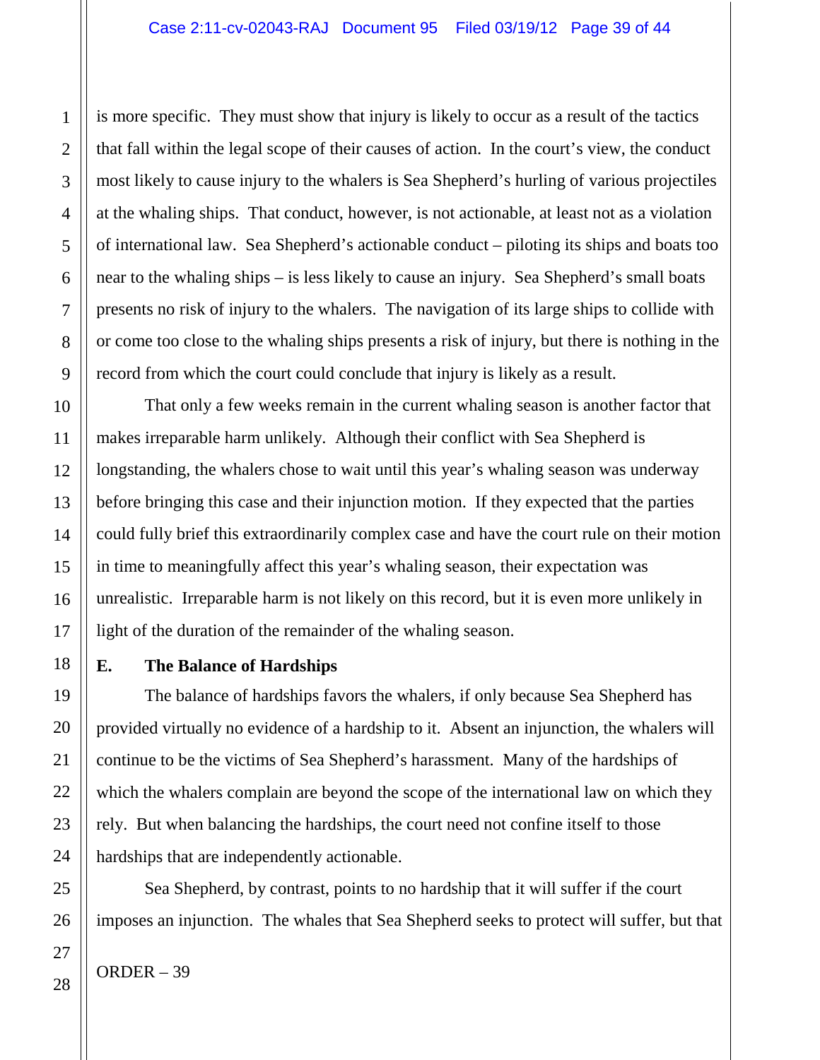is more specific. They must show that injury is likely to occur as a result of the tactics that fall within the legal scope of their causes of action. In the court's view, the conduct most likely to cause injury to the whalers is Sea Shepherd's hurling of various projectiles at the whaling ships. That conduct, however, is not actionable, at least not as a violation of international law. Sea Shepherd's actionable conduct – piloting its ships and boats too near to the whaling ships – is less likely to cause an injury. Sea Shepherd's small boats presents no risk of injury to the whalers. The navigation of its large ships to collide with or come too close to the whaling ships presents a risk of injury, but there is nothing in the record from which the court could conclude that injury is likely as a result.

That only a few weeks remain in the current whaling season is another factor that makes irreparable harm unlikely. Although their conflict with Sea Shepherd is longstanding, the whalers chose to wait until this year's whaling season was underway before bringing this case and their injunction motion. If they expected that the parties could fully brief this extraordinarily complex case and have the court rule on their motion in time to meaningfully affect this year's whaling season, their expectation was unrealistic. Irreparable harm is not likely on this record, but it is even more unlikely in light of the duration of the remainder of the whaling season.

**E. The Balance of Hardships**

The balance of hardships favors the whalers, if only because Sea Shepherd has provided virtually no evidence of a hardship to it. Absent an injunction, the whalers will continue to be the victims of Sea Shepherd's harassment. Many of the hardships of which the whalers complain are beyond the scope of the international law on which they rely. But when balancing the hardships, the court need not confine itself to those hardships that are independently actionable.

Sea Shepherd, by contrast, points to no hardship that it will suffer if the court imposes an injunction. The whales that Sea Shepherd seeks to protect will suffer, but that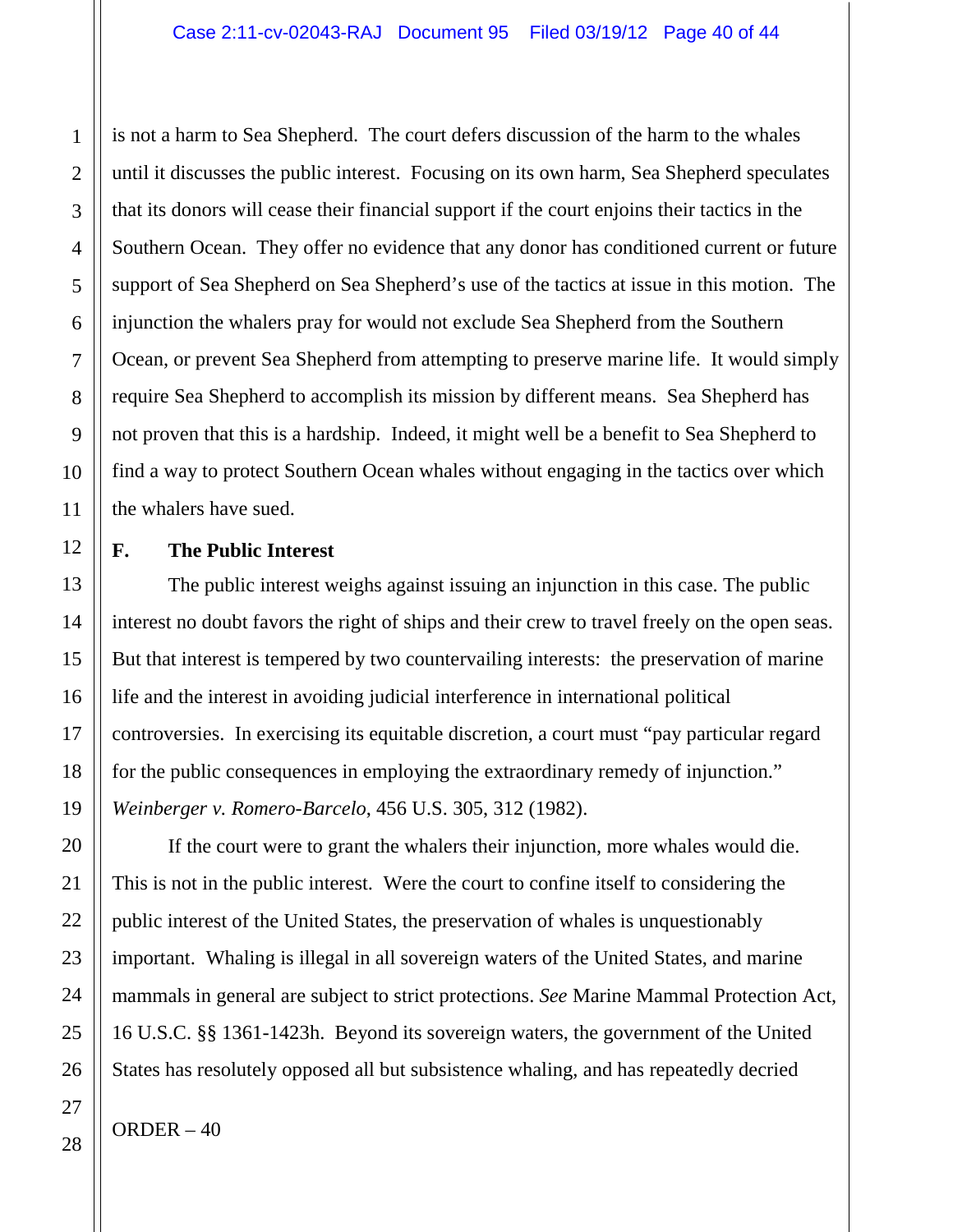is not a harm to Sea Shepherd. The court defers discussion of the harm to the whales until it discusses the public interest. Focusing on its own harm, Sea Shepherd speculates that its donors will cease their financial support if the court enjoins their tactics in the Southern Ocean. They offer no evidence that any donor has conditioned current or future support of Sea Shepherd on Sea Shepherd's use of the tactics at issue in this motion. The injunction the whalers pray for would not exclude Sea Shepherd from the Southern Ocean, or prevent Sea Shepherd from attempting to preserve marine life. It would simply require Sea Shepherd to accomplish its mission by different means. Sea Shepherd has not proven that this is a hardship. Indeed, it might well be a benefit to Sea Shepherd to find a way to protect Southern Ocean whales without engaging in the tactics over which the whalers have sued.

### F. The Public Interest

The public interest weighs against issuing an injunction in this case. The public interest no doubt favors the right of ships and their crew to travel freely on the open seas. But that interest is tempered by two countervailing interests: the preservation of marine life and the interest in avoiding judicial interference in international political controversies. In exercising its equitable discretion, a court must "pay particular regard for the public consequences in employing the extraordinary remedy of injunction." *Weinberger v. Romero-Barcelo*, 456 U.S. 305, 312 (1982).

If the court were to grant the whalers their injunction, more whales would die. This is not in the public interest. Were the court to confine itself to considering the public interest of the United States, the preservation of whales is unquestionably important. Whaling is illegal in all sovereign waters of the United States, and marine mammals in general are subject to strict protections. *See* Marine Mammal Protection Act, 16 U.S.C. §§ 1361-1423h. Beyond its sovereign waters, the government of the United States has resolutely opposed all but subsistence whaling, and has repeatedly decried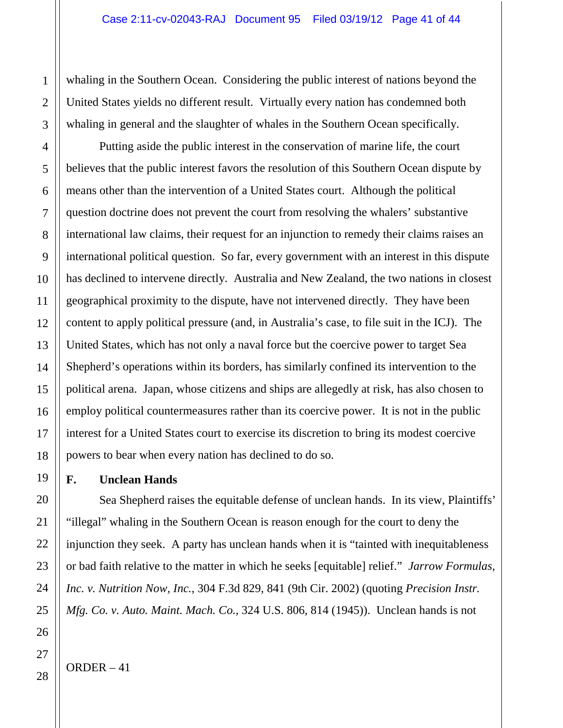whaling in the Southern Ocean. Considering the public interest of nations beyond the United States yields no different result. Virtually every nation has condemned both whaling in general and the slaughter of whales in the Southern Ocean specifically.

Putting aside the public interest in the conservation of marine life, the court believes that the public interest favors the resolution of this Southern Ocean dispute by means other than the intervention of a United States court. Although the political question doctrine does not prevent the court from resolving the whalers' substantive international law claims, their request for an injunction to remedy their claims raises an international political question. So far, every government with an interest in this dispute has declined to intervene directly. Australia and New Zealand, the two nations in closest geographical proximity to the dispute, have not intervened directly. They have been content to apply political pressure (and, in Australia's case, to file suit in the ICJ). The United States, which has not only a naval force but the coercive power to target Sea Shepherd's operations within its borders, has similarly confined its intervention to the political arena. Japan, whose citizens and ships are allegedly at risk, has also chosen to employ political countermeasures rather than its coercive power. It is not in the public interest for a United States court to exercise its discretion to bring its modest coercive powers to bear when every nation has declined to do so.

### F. Unclean Hands

Sea Shepherd raises the equitable defense of unclean hands. In its view, Plaintiffs' "illegal" whaling in the Southern Ocean is reason enough for the court to deny the injunction they seek. A party has unclean hands when it is "tainted with inequitableness or bad faith relative to the matter in which he seeks [equitable] relief." *Jarrow Formulas, Inc. v. Nutrition Now, Inc.*, 304 F.3d 829, 841 (9th Cir. 2002) (quoting *Precision Instr. Mfg. Co. v. Auto. Maint. Mach. Co.*, 324 U.S. 806, 814 (1945)). Unclean hands is not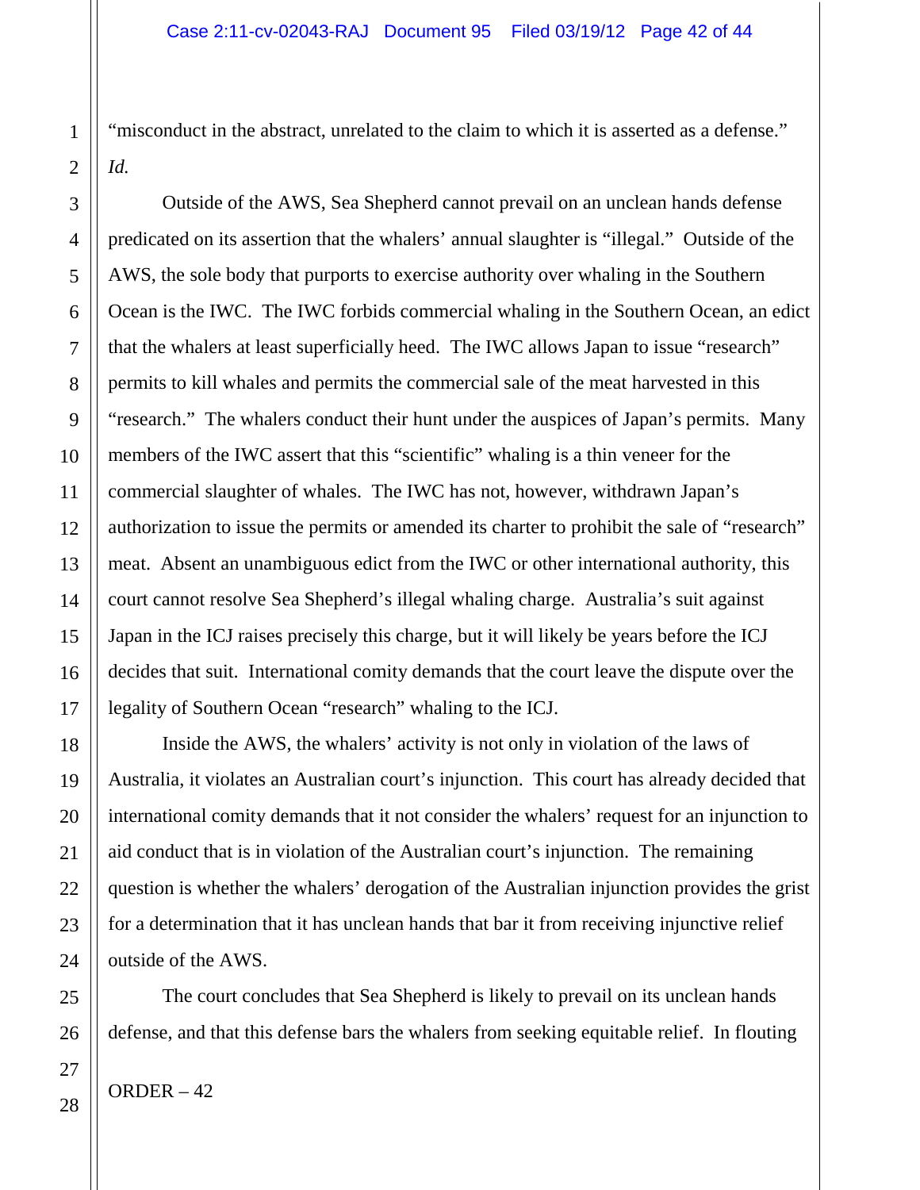"misconduct in the abstract, unrelated to the claim to which it is asserted as a defense." *Id.*

Outside of the AWS, Sea Shepherd cannot prevail on an unclean hands defense predicated on its assertion that the whalers' annual slaughter is "illegal." Outside of the AWS, the sole body that purports to exercise authority over whaling in the Southern Ocean is the IWC. The IWC forbids commercial whaling in the Southern Ocean, an edict that the whalers at least superficially heed. The IWC allows Japan to issue "research" permits to kill whales and permits the commercial sale of the meat harvested in this "research." The whalers conduct their hunt under the auspices of Japan's permits. Many members of the IWC assert that this "scientific" whaling is a thin veneer for the commercial slaughter of whales. The IWC has not, however, withdrawn Japan's authorization to issue the permits or amended its charter to prohibit the sale of "research" meat. Absent an unambiguous edict from the IWC or other international authority, this court cannot resolve Sea Shepherd's illegal whaling charge. Australia's suit against Japan in the ICJ raises precisely this charge, but it will likely be years before the ICJ decides that suit. International comity demands that the court leave the dispute over the legality of Southern Ocean "research" whaling to the ICJ.

Inside the AWS, the whalers' activity is not only in violation of the laws of Australia, it violates an Australian court's injunction. This court has already decided that international comity demands that it not consider the whalers' request for an injunction to aid conduct that is in violation of the Australian court's injunction. The remaining question is whether the whalers' derogation of the Australian injunction provides the grist for a determination that it has unclean hands that bar it from receiving injunctive relief outside of the AWS.

The court concludes that Sea Shepherd is likely to prevail on its unclean hands defense, and that this defense bars the whalers from seeking equitable relief. In flouting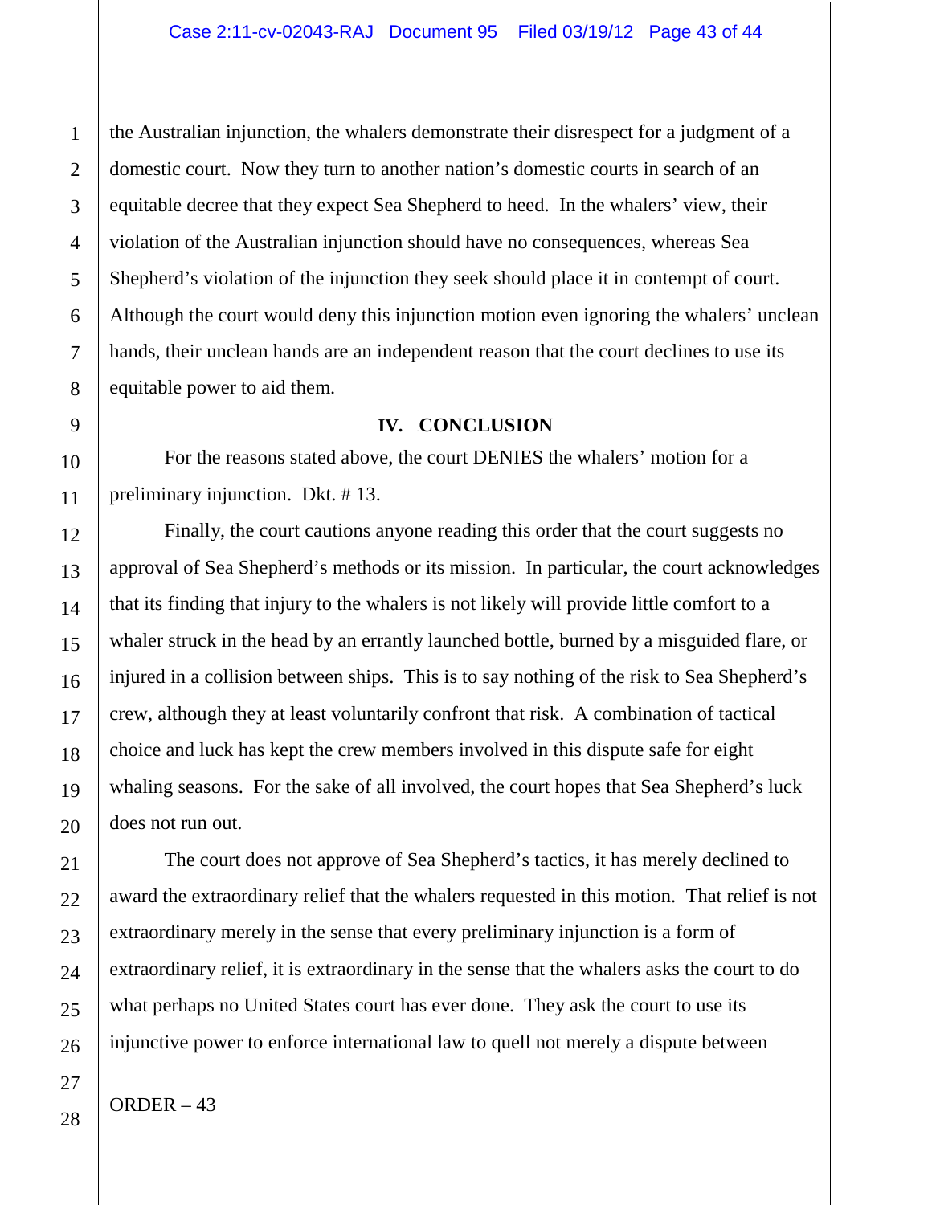the Australian injunction, the whalers demonstrate their disrespect for a judgment of a domestic court. Now they turn to another nation's domestic courts in search of an equitable decree that they expect Sea Shepherd to heed. In the whalers' view, their violation of the Australian injunction should have no consequences, whereas Sea Shepherd's violation of the injunction they seek should place it in contempt of court. Although the court would deny this injunction motion even ignoring the whalers' unclean hands, their unclean hands are an independent reason that the court declines to use its equitable power to aid them.

## IV. CONCLUSION

For the reasons stated above, the court DENIES the whalers' motion for a preliminary injunction. Dkt. # 13.

Finally, the court cautions anyone reading this order that the court suggests no approval of Sea Shepherd's methods or its mission. In particular, the court acknowledges that its finding that injury to the whalers is not likely will provide little comfort to a whaler struck in the head by an errantly launched bottle, burned by a misguided flare, or injured in a collision between ships. This is to say nothing of the risk to Sea Shepherd's crew, although they at least voluntarily confront that risk. A combination of tactical choice and luck has kept the crew members involved in this dispute safe for eight whaling seasons. For the sake of all involved, the court hopes that Sea Shepherd's luck does not run out.

The court does not approve of Sea Shepherd's tactics, it has merely declined to award the extraordinary relief that the whalers requested in this motion. That relief is not extraordinary merely in the sense that every preliminary injunction is a form of extraordinary relief, it is extraordinary in the sense that the whalers asks the court to do what perhaps no United States court has ever done. They ask the court to use its injunctive power to enforce international law to quell not merely a dispute between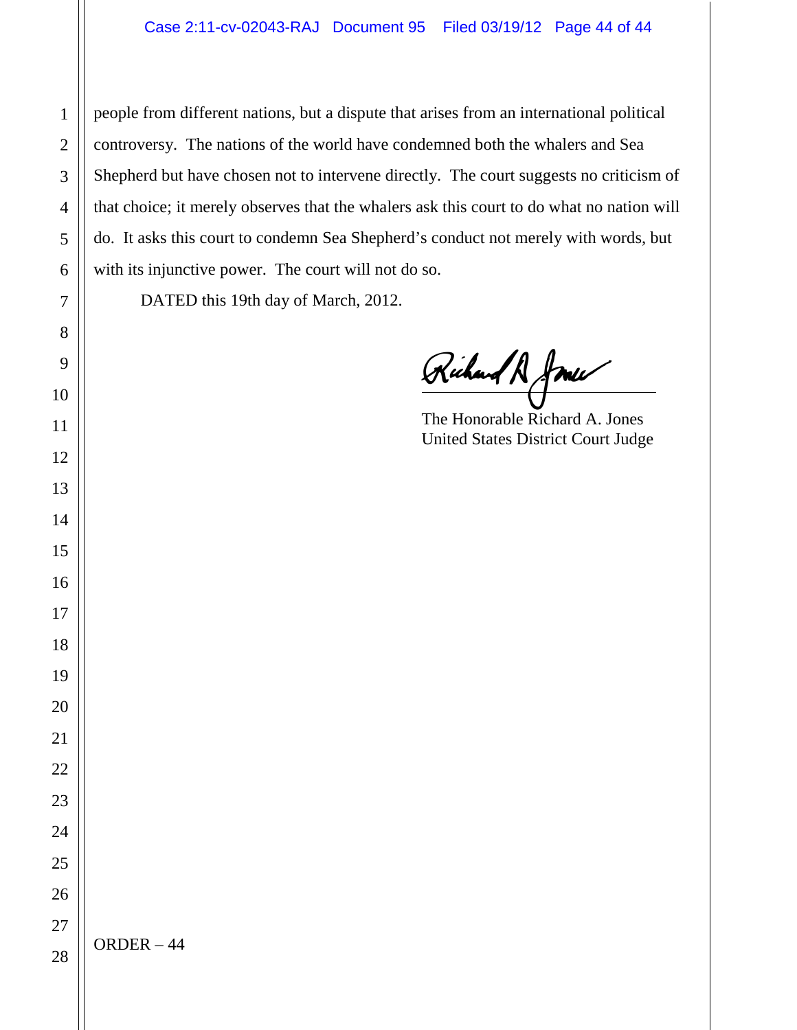people from different nations, but a dispute that arises from an international political controversy. The nations of the world have condemned both the whalers and Sea Shepherd but have chosen not to intervene directly. The court suggests no criticism of that choice; it merely observes that the whalers ask this court to do what no nation will do. It asks this court to condemn Sea Shepherd's conduct not merely with words, but with its injunctive power. The court will not do so.

DATED this 19th day of March, 2012.

The Honorable Richard A. Jones
United States District Court Judge

ORDER – 44